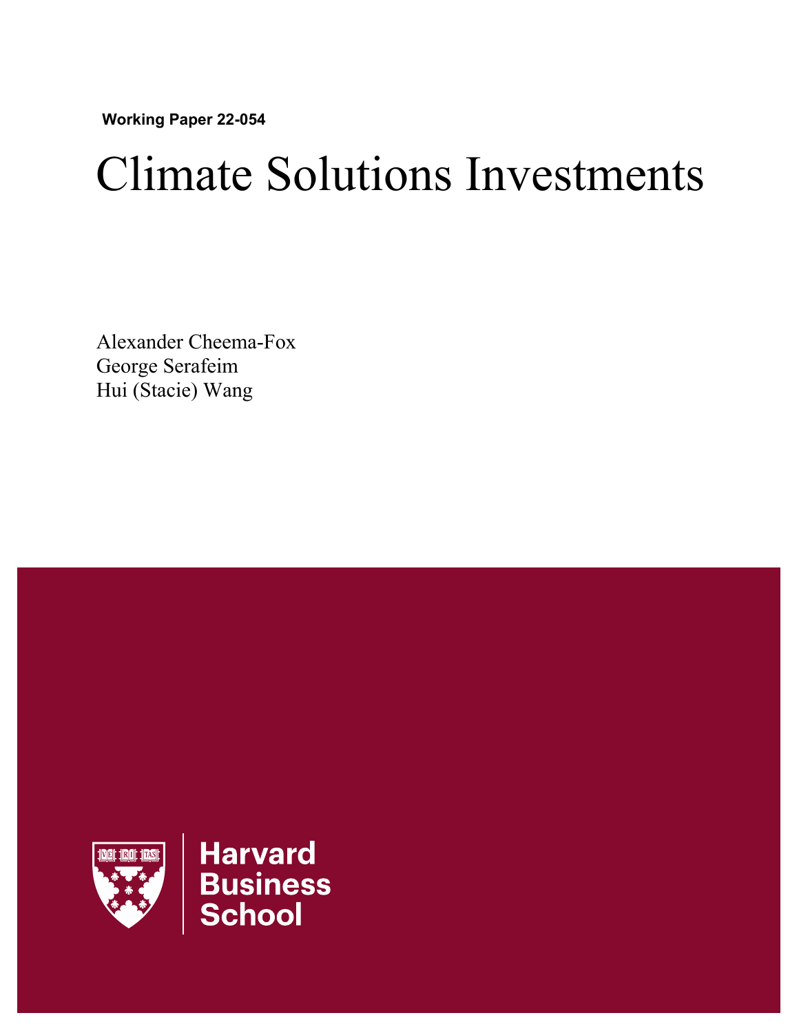**Working Paper 22-054**

# Climate Solutions Investments

Alexander Cheema-Fox
George Serafeim
Hui (Stacie) Wang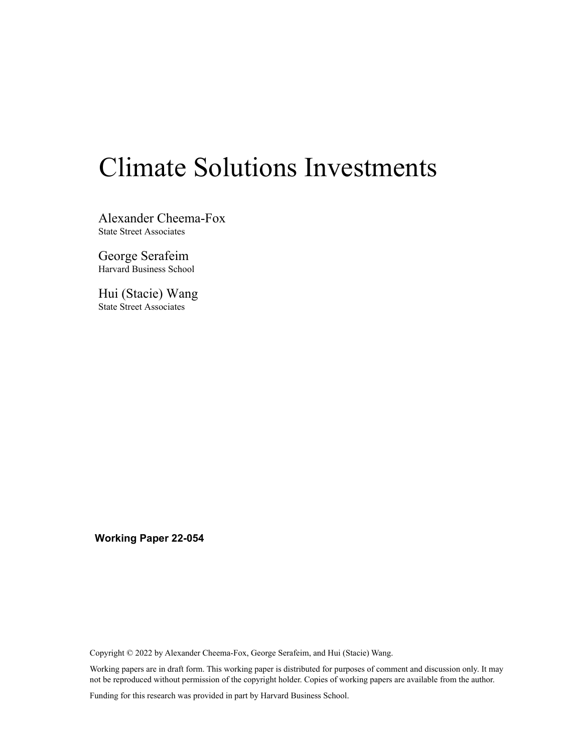# Climate Solutions Investments

Alexander Cheema-Fox
State Street Associates

George Serafeim
Harvard Business School

Hui (Stacie) Wang
State Street Associates

**Working Paper 22-054**

Copyright © 2022 by Alexander Cheema-Fox, George Serafeim, and Hui (Stacie) Wang.

Working papers are in draft form. This working paper is distributed for purposes of comment and discussion only. It may not be reproduced without permission of the copyright holder. Copies of working papers are available from the author.

Funding for this research was provided in part by Harvard Business School.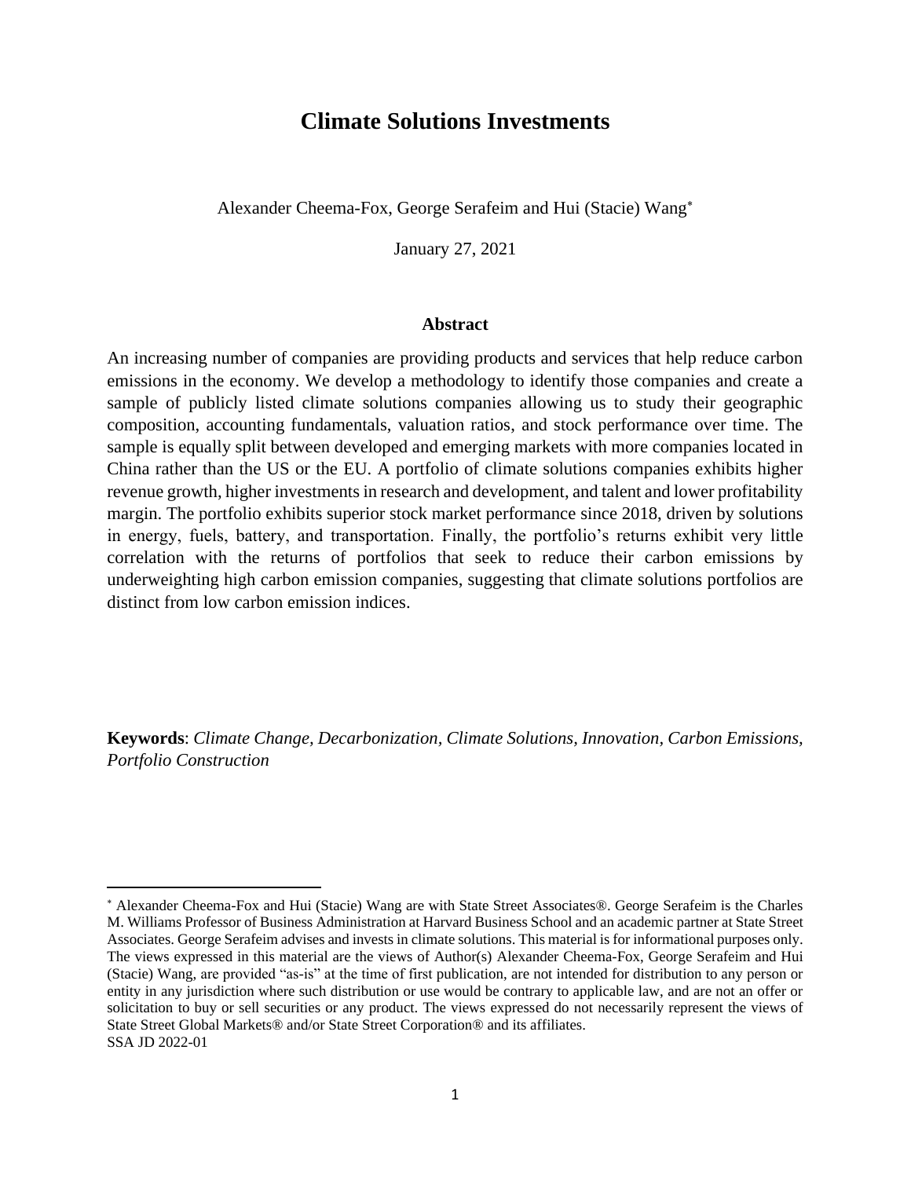# Climate Solutions Investments

Alexander Cheema-Fox, George Serafeim and Hui (Stacie) Wang*

January 27, 2021

**Abstract**

An increasing number of companies are providing products and services that help reduce carbon emissions in the economy. We develop a methodology to identify those companies and create a sample of publicly listed climate solutions companies allowing us to study their geographic composition, accounting fundamentals, valuation ratios, and stock performance over time. The sample is equally split between developed and emerging markets with more companies located in China rather than the US or the EU. A portfolio of climate solutions companies exhibits higher revenue growth, higher investments in research and development, and talent and lower profitability margin. The portfolio exhibits superior stock market performance since 2018, driven by solutions in energy, fuels, battery, and transportation. Finally, the portfolio's returns exhibit very little correlation with the returns of portfolios that seek to reduce their carbon emissions by underweighting high carbon emission companies, suggesting that climate solutions portfolios are distinct from low carbon emission indices.

**Keywords**: *Climate Change, Decarbonization, Climate Solutions, Innovation, Carbon Emissions, Portfolio Construction*

---

* Alexander Cheema-Fox and Hui (Stacie) Wang are with State Street Associates®. George Serafeim is the Charles M. Williams Professor of Business Administration at Harvard Business School and an academic partner at State Street Associates. George Serafeim advises and invests in climate solutions. This material is for informational purposes only. The views expressed in this material are the views of Author(s) Alexander Cheema-Fox, George Serafeim and Hui (Stacie) Wang, are provided "as-is" at the time of first publication, are not intended for distribution to any person or entity in any jurisdiction where such distribution or use would be contrary to applicable law, and are not an offer or solicitation to buy or sell securities or any product. The views expressed do not necessarily represent the views of State Street Global Markets® and/or State Street Corporation® and its affiliates.
SSA JD 2022-01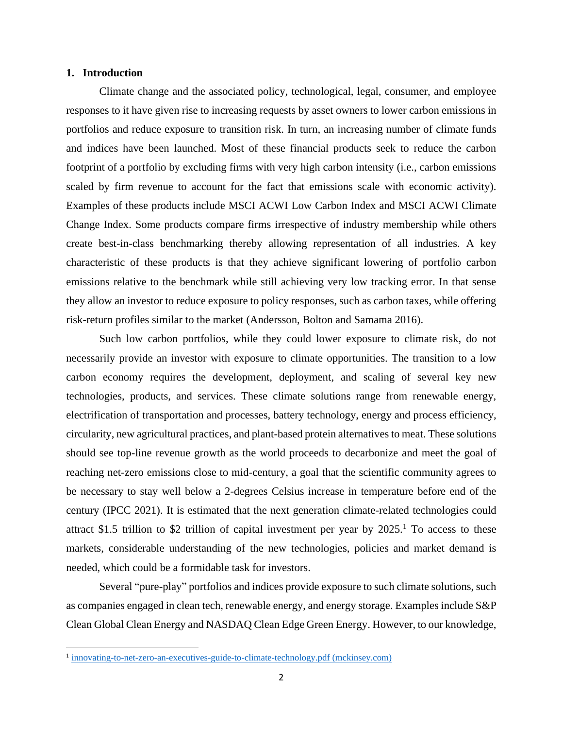## 1. Introduction

Climate change and the associated policy, technological, legal, consumer, and employee responses to it have given rise to increasing requests by asset owners to lower carbon emissions in portfolios and reduce exposure to transition risk. In turn, an increasing number of climate funds and indices have been launched. Most of these financial products seek to reduce the carbon footprint of a portfolio by excluding firms with very high carbon intensity (i.e., carbon emissions scaled by firm revenue to account for the fact that emissions scale with economic activity). Examples of these products include MSCI ACWI Low Carbon Index and MSCI ACWI Climate Change Index. Some products compare firms irrespective of industry membership while others create best-in-class benchmarking thereby allowing representation of all industries. A key characteristic of these products is that they achieve significant lowering of portfolio carbon emissions relative to the benchmark while still achieving very low tracking error. In that sense they allow an investor to reduce exposure to policy responses, such as carbon taxes, while offering risk-return profiles similar to the market (Andersson, Bolton and Samama 2016).

Such low carbon portfolios, while they could lower exposure to climate risk, do not necessarily provide an investor with exposure to climate opportunities. The transition to a low carbon economy requires the development, deployment, and scaling of several key new technologies, products, and services. These climate solutions range from renewable energy, electrification of transportation and processes, battery technology, energy and process efficiency, circularity, new agricultural practices, and plant-based protein alternatives to meat. These solutions should see top-line revenue growth as the world proceeds to decarbonize and meet the goal of reaching net-zero emissions close to mid-century, a goal that the scientific community agrees to be necessary to stay well below a 2-degrees Celsius increase in temperature before end of the century (IPCC 2021). It is estimated that the next generation climate-related technologies could attract \$1.5 trillion to \$2 trillion of capital investment per year by 2025.[1] To access to these markets, considerable understanding of the new technologies, policies and market demand is needed, which could be a formidable task for investors.

Several "pure-play" portfolios and indices provide exposure to such climate solutions, such as companies engaged in clean tech, renewable energy, and energy storage. Examples include S&P Clean Global Clean Energy and NASDAQ Clean Edge Green Energy. However, to our knowledge,

[1] innovating-to-net-zero-an-executives-guide-to-climate-technology.pdf (mckinsey.com)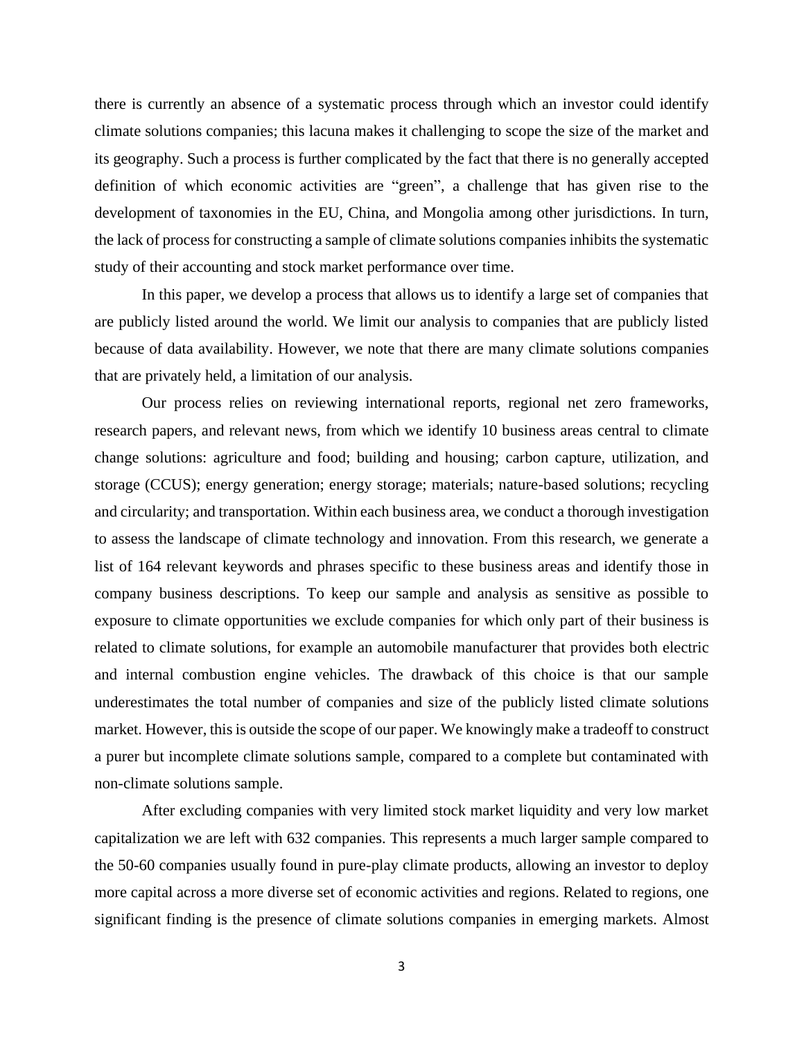there is currently an absence of a systematic process through which an investor could identify climate solutions companies; this lacuna makes it challenging to scope the size of the market and its geography. Such a process is further complicated by the fact that there is no generally accepted definition of which economic activities are "green", a challenge that has given rise to the development of taxonomies in the EU, China, and Mongolia among other jurisdictions. In turn, the lack of process for constructing a sample of climate solutions companies inhibits the systematic study of their accounting and stock market performance over time.

In this paper, we develop a process that allows us to identify a large set of companies that are publicly listed around the world. We limit our analysis to companies that are publicly listed because of data availability. However, we note that there are many climate solutions companies that are privately held, a limitation of our analysis.

Our process relies on reviewing international reports, regional net zero frameworks, research papers, and relevant news, from which we identify 10 business areas central to climate change solutions: agriculture and food; building and housing; carbon capture, utilization, and storage (CCUS); energy generation; energy storage; materials; nature-based solutions; recycling and circularity; and transportation. Within each business area, we conduct a thorough investigation to assess the landscape of climate technology and innovation. From this research, we generate a list of 164 relevant keywords and phrases specific to these business areas and identify those in company business descriptions. To keep our sample and analysis as sensitive as possible to exposure to climate opportunities we exclude companies for which only part of their business is related to climate solutions, for example an automobile manufacturer that provides both electric and internal combustion engine vehicles. The drawback of this choice is that our sample underestimates the total number of companies and size of the publicly listed climate solutions market. However, this is outside the scope of our paper. We knowingly make a tradeoff to construct a purer but incomplete climate solutions sample, compared to a complete but contaminated with non-climate solutions sample.

After excluding companies with very limited stock market liquidity and very low market capitalization we are left with 632 companies. This represents a much larger sample compared to the 50-60 companies usually found in pure-play climate products, allowing an investor to deploy more capital across a more diverse set of economic activities and regions. Related to regions, one significant finding is the presence of climate solutions companies in emerging markets. Almost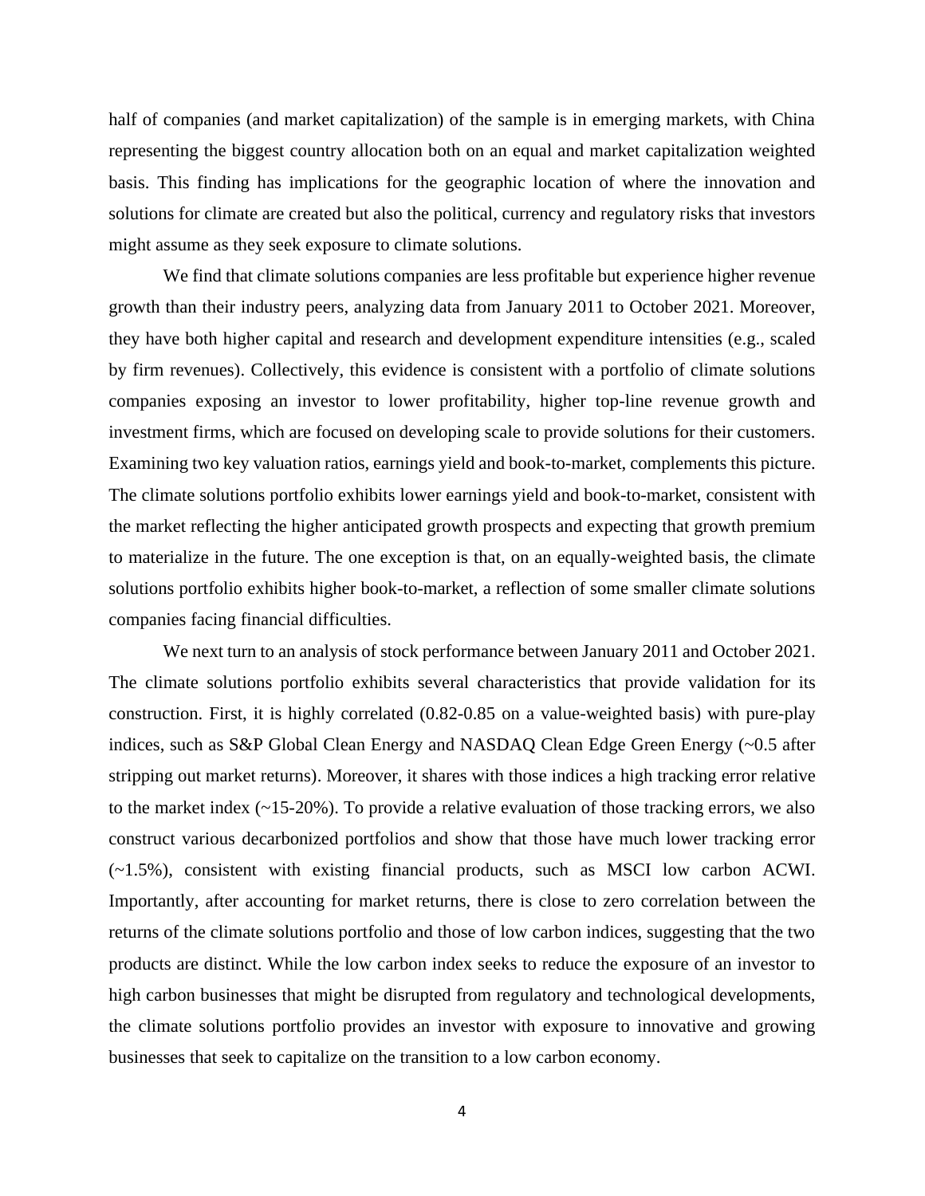half of companies (and market capitalization) of the sample is in emerging markets, with China representing the biggest country allocation both on an equal and market capitalization weighted basis. This finding has implications for the geographic location of where the innovation and solutions for climate are created but also the political, currency and regulatory risks that investors might assume as they seek exposure to climate solutions.

We find that climate solutions companies are less profitable but experience higher revenue growth than their industry peers, analyzing data from January 2011 to October 2021. Moreover, they have both higher capital and research and development expenditure intensities (e.g., scaled by firm revenues). Collectively, this evidence is consistent with a portfolio of climate solutions companies exposing an investor to lower profitability, higher top-line revenue growth and investment firms, which are focused on developing scale to provide solutions for their customers. Examining two key valuation ratios, earnings yield and book-to-market, complements this picture. The climate solutions portfolio exhibits lower earnings yield and book-to-market, consistent with the market reflecting the higher anticipated growth prospects and expecting that growth premium to materialize in the future. The one exception is that, on an equally-weighted basis, the climate solutions portfolio exhibits higher book-to-market, a reflection of some smaller climate solutions companies facing financial difficulties.

We next turn to an analysis of stock performance between January 2011 and October 2021. The climate solutions portfolio exhibits several characteristics that provide validation for its construction. First, it is highly correlated (0.82-0.85 on a value-weighted basis) with pure-play indices, such as S&P Global Clean Energy and NASDAQ Clean Edge Green Energy (~0.5 after stripping out market returns). Moreover, it shares with those indices a high tracking error relative to the market index (~15-20%). To provide a relative evaluation of those tracking errors, we also construct various decarbonized portfolios and show that those have much lower tracking error (~1.5%), consistent with existing financial products, such as MSCI low carbon ACWI. Importantly, after accounting for market returns, there is close to zero correlation between the returns of the climate solutions portfolio and those of low carbon indices, suggesting that the two products are distinct. While the low carbon index seeks to reduce the exposure of an investor to high carbon businesses that might be disrupted from regulatory and technological developments, the climate solutions portfolio provides an investor with exposure to innovative and growing businesses that seek to capitalize on the transition to a low carbon economy.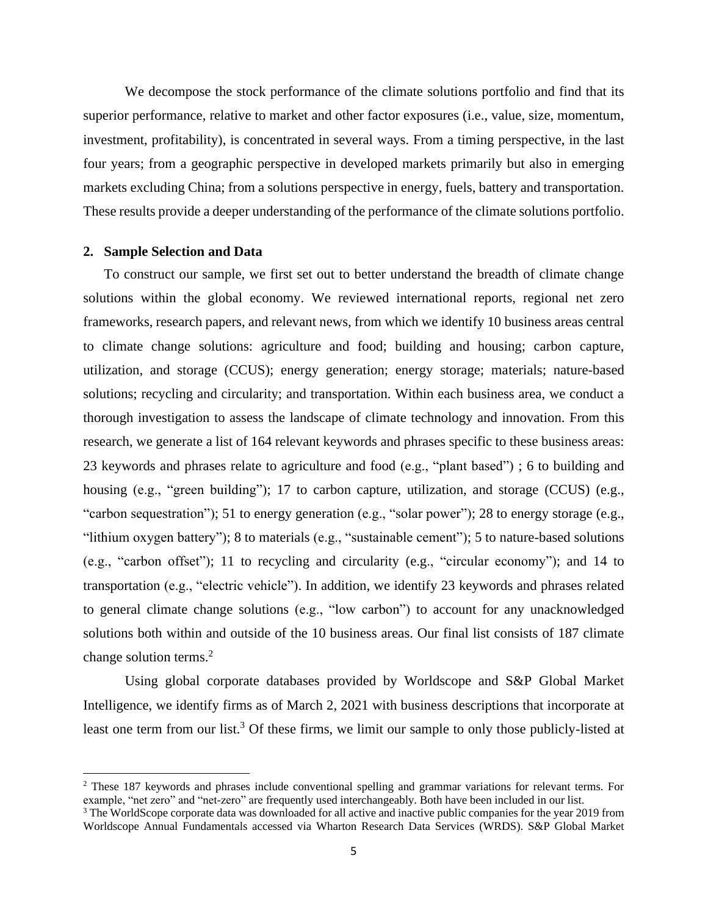We decompose the stock performance of the climate solutions portfolio and find that its superior performance, relative to market and other factor exposures (i.e., value, size, momentum, investment, profitability), is concentrated in several ways. From a timing perspective, in the last four years; from a geographic perspective in developed markets primarily but also in emerging markets excluding China; from a solutions perspective in energy, fuels, battery and transportation. These results provide a deeper understanding of the performance of the climate solutions portfolio.

## 2. Sample Selection and Data

To construct our sample, we first set out to better understand the breadth of climate change solutions within the global economy. We reviewed international reports, regional net zero frameworks, research papers, and relevant news, from which we identify 10 business areas central to climate change solutions: agriculture and food; building and housing; carbon capture, utilization, and storage (CCUS); energy generation; energy storage; materials; nature-based solutions; recycling and circularity; and transportation. Within each business area, we conduct a thorough investigation to assess the landscape of climate technology and innovation. From this research, we generate a list of 164 relevant keywords and phrases specific to these business areas: 23 keywords and phrases relate to agriculture and food (e.g., "plant based") ; 6 to building and housing (e.g., "green building"); 17 to carbon capture, utilization, and storage (CCUS) (e.g., "carbon sequestration"); 51 to energy generation (e.g., "solar power"); 28 to energy storage (e.g., "lithium oxygen battery"); 8 to materials (e.g., "sustainable cement"); 5 to nature-based solutions (e.g., "carbon offset"); 11 to recycling and circularity (e.g., "circular economy"); and 14 to transportation (e.g., "electric vehicle"). In addition, we identify 23 keywords and phrases related to general climate change solutions (e.g., "low carbon") to account for any unacknowledged solutions both within and outside of the 10 business areas. Our final list consists of 187 climate change solution terms.[2]

Using global corporate databases provided by Worldscope and S&P Global Market Intelligence, we identify firms as of March 2, 2021 with business descriptions that incorporate at least one term from our list.[3] Of these firms, we limit our sample to only those publicly-listed at

---

[2] These 187 keywords and phrases include conventional spelling and grammar variations for relevant terms. For example, "net zero" and "net-zero" are frequently used interchangeably. Both have been included in our list.

[3] The WorldScope corporate data was downloaded for all active and inactive public companies for the year 2019 from Worldscope Annual Fundamentals accessed via Wharton Research Data Services (WRDS). S&P Global Market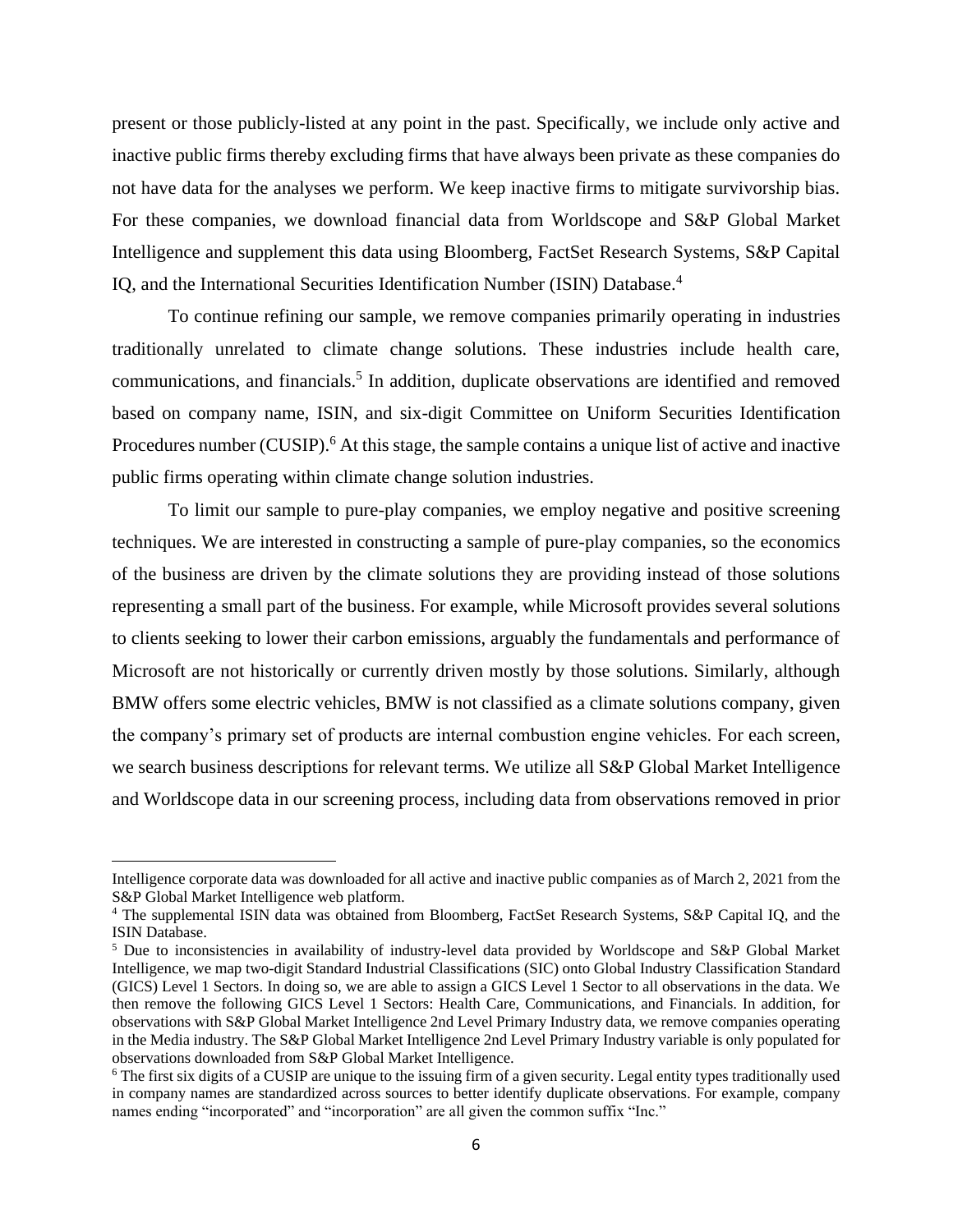present or those publicly-listed at any point in the past. Specifically, we include only active and inactive public firms thereby excluding firms that have always been private as these companies do not have data for the analyses we perform. We keep inactive firms to mitigate survivorship bias. For these companies, we download financial data from Worldscope and S&P Global Market Intelligence and supplement this data using Bloomberg, FactSet Research Systems, S&P Capital IQ, and the International Securities Identification Number (ISIN) Database.[4]

To continue refining our sample, we remove companies primarily operating in industries traditionally unrelated to climate change solutions. These industries include health care, communications, and financials.[5] In addition, duplicate observations are identified and removed based on company name, ISIN, and six-digit Committee on Uniform Securities Identification Procedures number (CUSIP).[6] At this stage, the sample contains a unique list of active and inactive public firms operating within climate change solution industries.

To limit our sample to pure-play companies, we employ negative and positive screening techniques. We are interested in constructing a sample of pure-play companies, so the economics of the business are driven by the climate solutions they are providing instead of those solutions representing a small part of the business. For example, while Microsoft provides several solutions to clients seeking to lower their carbon emissions, arguably the fundamentals and performance of Microsoft are not historically or currently driven mostly by those solutions. Similarly, although BMW offers some electric vehicles, BMW is not classified as a climate solutions company, given the company's primary set of products are internal combustion engine vehicles. For each screen, we search business descriptions for relevant terms. We utilize all S&P Global Market Intelligence and Worldscope data in our screening process, including data from observations removed in prior

---

Intelligence corporate data was downloaded for all active and inactive public companies as of March 2, 2021 from the S&P Global Market Intelligence web platform.

[4] The supplemental ISIN data was obtained from Bloomberg, FactSet Research Systems, S&P Capital IQ, and the ISIN Database.

[5] Due to inconsistencies in availability of industry-level data provided by Worldscope and S&P Global Market Intelligence, we map two-digit Standard Industrial Classifications (SIC) onto Global Industry Classification Standard (GICS) Level 1 Sectors. In doing so, we are able to assign a GICS Level 1 Sector to all observations in the data. We then remove the following GICS Level 1 Sectors: Health Care, Communications, and Financials. In addition, for observations with S&P Global Market Intelligence 2nd Level Primary Industry data, we remove companies operating in the Media industry. The S&P Global Market Intelligence 2nd Level Primary Industry variable is only populated for observations downloaded from S&P Global Market Intelligence.

[6] The first six digits of a CUSIP are unique to the issuing firm of a given security. Legal entity types traditionally used in company names are standardized across sources to better identify duplicate observations. For example, company names ending "incorporated" and "incorporation" are all given the common suffix "Inc."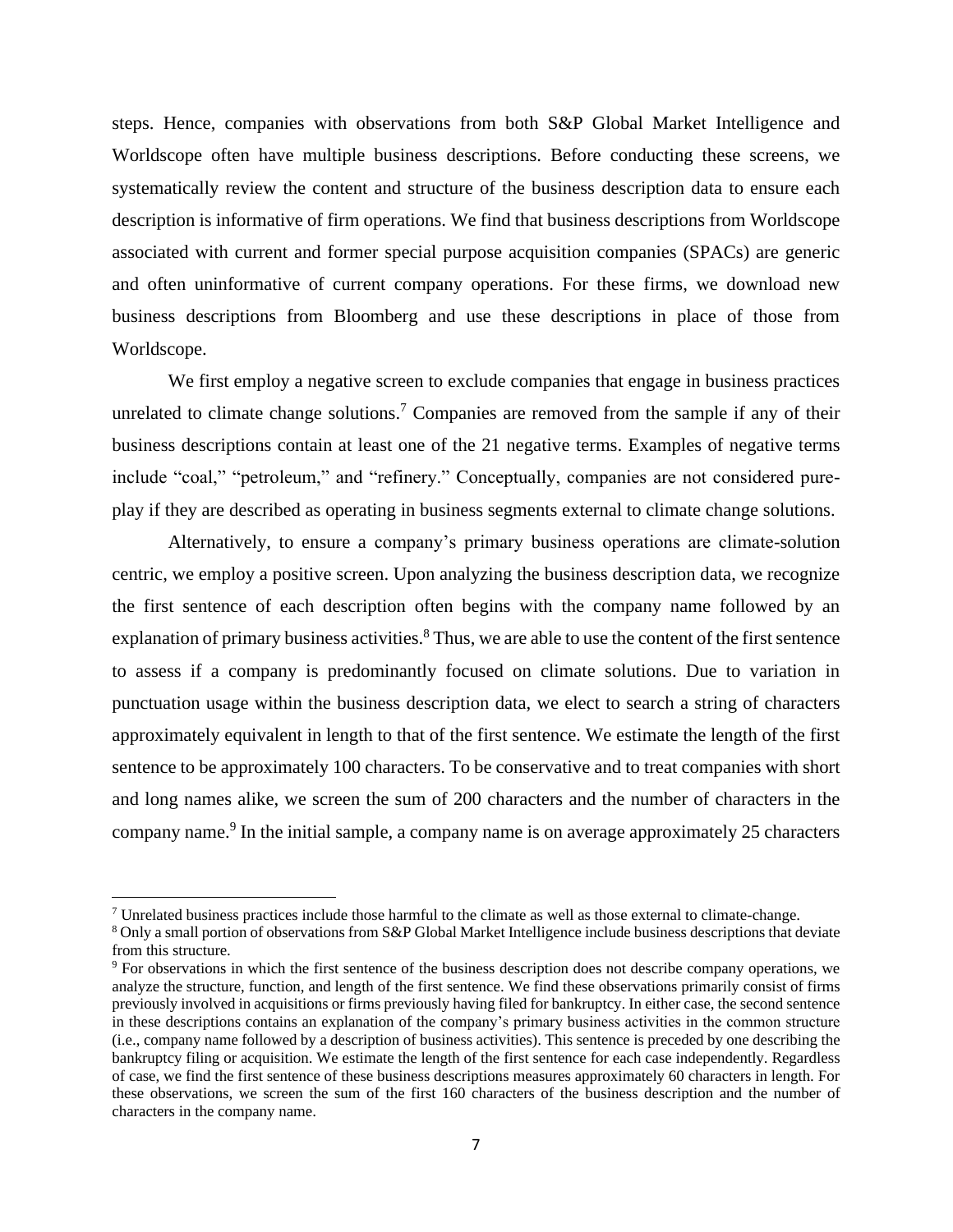steps. Hence, companies with observations from both S&P Global Market Intelligence and Worldscope often have multiple business descriptions. Before conducting these screens, we systematically review the content and structure of the business description data to ensure each description is informative of firm operations. We find that business descriptions from Worldscope associated with current and former special purpose acquisition companies (SPACs) are generic and often uninformative of current company operations. For these firms, we download new business descriptions from Bloomberg and use these descriptions in place of those from Worldscope.

We first employ a negative screen to exclude companies that engage in business practices unrelated to climate change solutions.[7] Companies are removed from the sample if any of their business descriptions contain at least one of the 21 negative terms. Examples of negative terms include "coal," "petroleum," and "refinery." Conceptually, companies are not considered pure-play if they are described as operating in business segments external to climate change solutions.

Alternatively, to ensure a company's primary business operations are climate-solution centric, we employ a positive screen. Upon analyzing the business description data, we recognize the first sentence of each description often begins with the company name followed by an explanation of primary business activities.[8] Thus, we are able to use the content of the first sentence to assess if a company is predominantly focused on climate solutions. Due to variation in punctuation usage within the business description data, we elect to search a string of characters approximately equivalent in length to that of the first sentence. We estimate the length of the first sentence to be approximately 100 characters. To be conservative and to treat companies with short and long names alike, we screen the sum of 200 characters and the number of characters in the company name.[9] In the initial sample, a company name is on average approximately 25 characters

---

[7] Unrelated business practices include those harmful to the climate as well as those external to climate-change.

[8] Only a small portion of observations from S&P Global Market Intelligence include business descriptions that deviate from this structure.

[9] For observations in which the first sentence of the business description does not describe company operations, we analyze the structure, function, and length of the first sentence. We find these observations primarily consist of firms previously involved in acquisitions or firms previously having filed for bankruptcy. In either case, the second sentence in these descriptions contains an explanation of the company's primary business activities in the common structure (i.e., company name followed by a description of business activities). This sentence is preceded by one describing the bankruptcy filing or acquisition. We estimate the length of the first sentence for each case independently. Regardless of case, we find the first sentence of these business descriptions measures approximately 60 characters in length. For these observations, we screen the sum of the first 160 characters of the business description and the number of characters in the company name.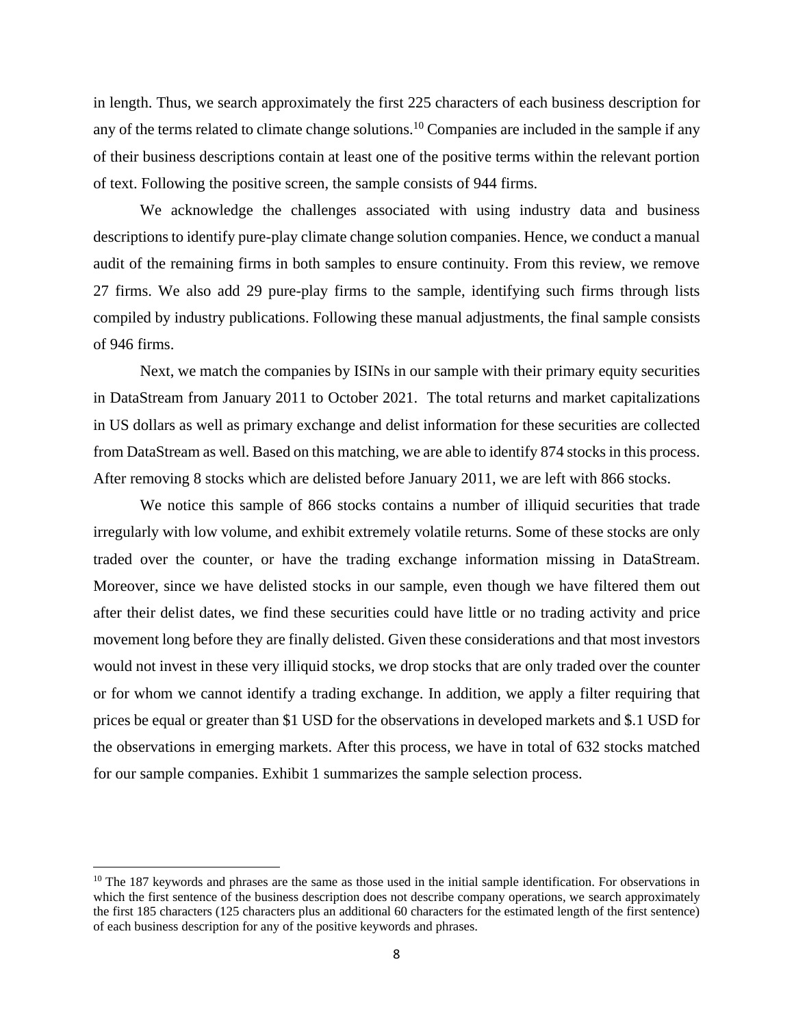in length. Thus, we search approximately the first 225 characters of each business description for any of the terms related to climate change solutions.[10] Companies are included in the sample if any of their business descriptions contain at least one of the positive terms within the relevant portion of text. Following the positive screen, the sample consists of 944 firms.

We acknowledge the challenges associated with using industry data and business descriptions to identify pure-play climate change solution companies. Hence, we conduct a manual audit of the remaining firms in both samples to ensure continuity. From this review, we remove 27 firms. We also add 29 pure-play firms to the sample, identifying such firms through lists compiled by industry publications. Following these manual adjustments, the final sample consists of 946 firms.

Next, we match the companies by ISINs in our sample with their primary equity securities in DataStream from January 2011 to October 2021. The total returns and market capitalizations in US dollars as well as primary exchange and delist information for these securities are collected from DataStream as well. Based on this matching, we are able to identify 874 stocks in this process. After removing 8 stocks which are delisted before January 2011, we are left with 866 stocks.

We notice this sample of 866 stocks contains a number of illiquid securities that trade irregularly with low volume, and exhibit extremely volatile returns. Some of these stocks are only traded over the counter, or have the trading exchange information missing in DataStream. Moreover, since we have delisted stocks in our sample, even though we have filtered them out after their delist dates, we find these securities could have little or no trading activity and price movement long before they are finally delisted. Given these considerations and that most investors would not invest in these very illiquid stocks, we drop stocks that are only traded over the counter or for whom we cannot identify a trading exchange. In addition, we apply a filter requiring that prices be equal or greater than $1 USD for the observations in developed markets and $.1 USD for the observations in emerging markets. After this process, we have in total of 632 stocks matched for our sample companies. Exhibit 1 summarizes the sample selection process.

[10] The 187 keywords and phrases are the same as those used in the initial sample identification. For observations in which the first sentence of the business description does not describe company operations, we search approximately the first 185 characters (125 characters plus an additional 60 characters for the estimated length of the first sentence) of each business description for any of the positive keywords and phrases.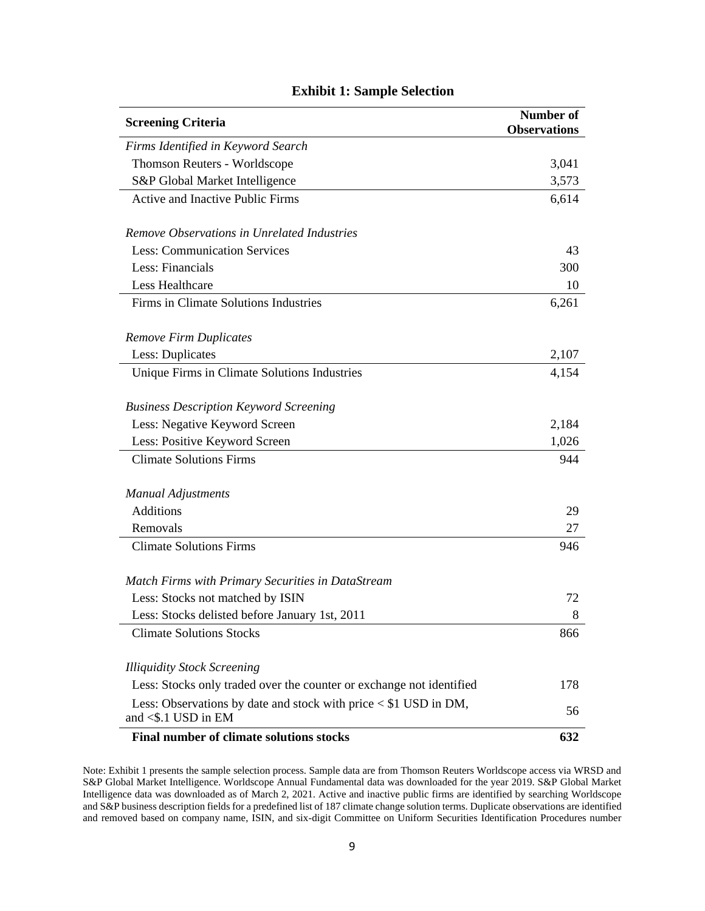# Exhibit 1: Sample Selection

| Screening Criteria | Number of Observations |
|---|---|
| *Firms Identified in Keyword Search* | |
| Thomson Reuters - Worldscope | 3,041 |
| S&P Global Market Intelligence | 3,573 |
| Active and Inactive Public Firms | 6,614 |
| | |
| *Remove Observations in Unrelated Industries* | |
| Less: Communication Services | 43 |
| Less: Financials | 300 |
| Less Healthcare | 10 |
| Firms in Climate Solutions Industries | 6,261 |
| | |
| *Remove Firm Duplicates* | |
| Less: Duplicates | 2,107 |
| Unique Firms in Climate Solutions Industries | 4,154 |
| | |
| *Business Description Keyword Screening* | |
| Less: Negative Keyword Screen | 2,184 |
| Less: Positive Keyword Screen | 1,026 |
| Climate Solutions Firms | 944 |
| | |
| *Manual Adjustments* | |
| Additions | 29 |
| Removals | 27 |
| Climate Solutions Firms | 946 |
| | |
| *Match Firms with Primary Securities in DataStream* | |
| Less: Stocks not matched by ISIN | 72 |
| Less: Stocks delisted before January 1st, 2011 | 8 |
| Climate Solutions Stocks | 866 |
| | |
| *Illiquidity Stock Screening* | |
| Less: Stocks only traded over the counter or exchange not identified | 178 |
| Less: Observations by date and stock with price < $1 USD in DM, and <$.1 USD in EM | 56 |
| **Final number of climate solutions stocks** | **632** |

Note: Exhibit 1 presents the sample selection process. Sample data are from Thomson Reuters Worldscope access via WRSD and S&P Global Market Intelligence. Worldscope Annual Fundamental data was downloaded for the year 2019. S&P Global Market Intelligence data was downloaded as of March 2, 2021. Active and inactive public firms are identified by searching Worldscope and S&P business description fields for a predefined list of 187 climate change solution terms. Duplicate observations are identified and removed based on company name, ISIN, and six-digit Committee on Uniform Securities Identification Procedures number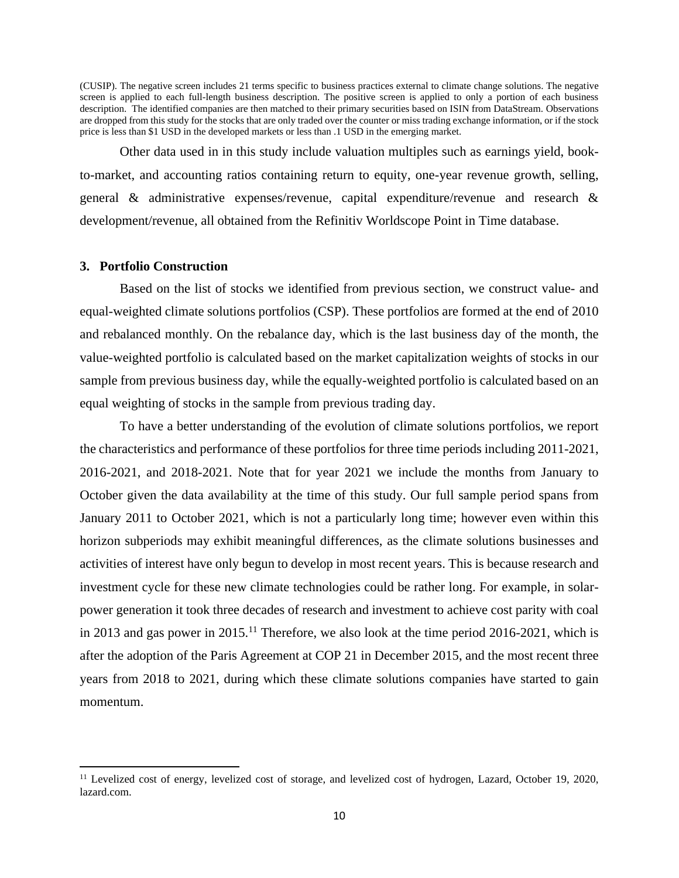(CUSIP). The negative screen includes 21 terms specific to business practices external to climate change solutions. The negative screen is applied to each full-length business description. The positive screen is applied to only a portion of each business description. The identified companies are then matched to their primary securities based on ISIN from DataStream. Observations are dropped from this study for the stocks that are only traded over the counter or miss trading exchange information, or if the stock price is less than $1 USD in the developed markets or less than .1 USD in the emerging market.

Other data used in in this study include valuation multiples such as earnings yield, book-to-market, and accounting ratios containing return to equity, one-year revenue growth, selling, general & administrative expenses/revenue, capital expenditure/revenue and research & development/revenue, all obtained from the Refinitiv Worldscope Point in Time database.

## 3. Portfolio Construction

Based on the list of stocks we identified from previous section, we construct value- and equal-weighted climate solutions portfolios (CSP). These portfolios are formed at the end of 2010 and rebalanced monthly. On the rebalance day, which is the last business day of the month, the value-weighted portfolio is calculated based on the market capitalization weights of stocks in our sample from previous business day, while the equally-weighted portfolio is calculated based on an equal weighting of stocks in the sample from previous trading day.

To have a better understanding of the evolution of climate solutions portfolios, we report the characteristics and performance of these portfolios for three time periods including 2011-2021, 2016-2021, and 2018-2021. Note that for year 2021 we include the months from January to October given the data availability at the time of this study. Our full sample period spans from January 2011 to October 2021, which is not a particularly long time; however even within this horizon subperiods may exhibit meaningful differences, as the climate solutions businesses and activities of interest have only begun to develop in most recent years. This is because research and investment cycle for these new climate technologies could be rather long. For example, in solar-power generation it took three decades of research and investment to achieve cost parity with coal in 2013 and gas power in 2015.[11] Therefore, we also look at the time period 2016-2021, which is after the adoption of the Paris Agreement at COP 21 in December 2015, and the most recent three years from 2018 to 2021, during which these climate solutions companies have started to gain momentum.

[11] Levelized cost of energy, levelized cost of storage, and levelized cost of hydrogen, Lazard, October 19, 2020, lazard.com.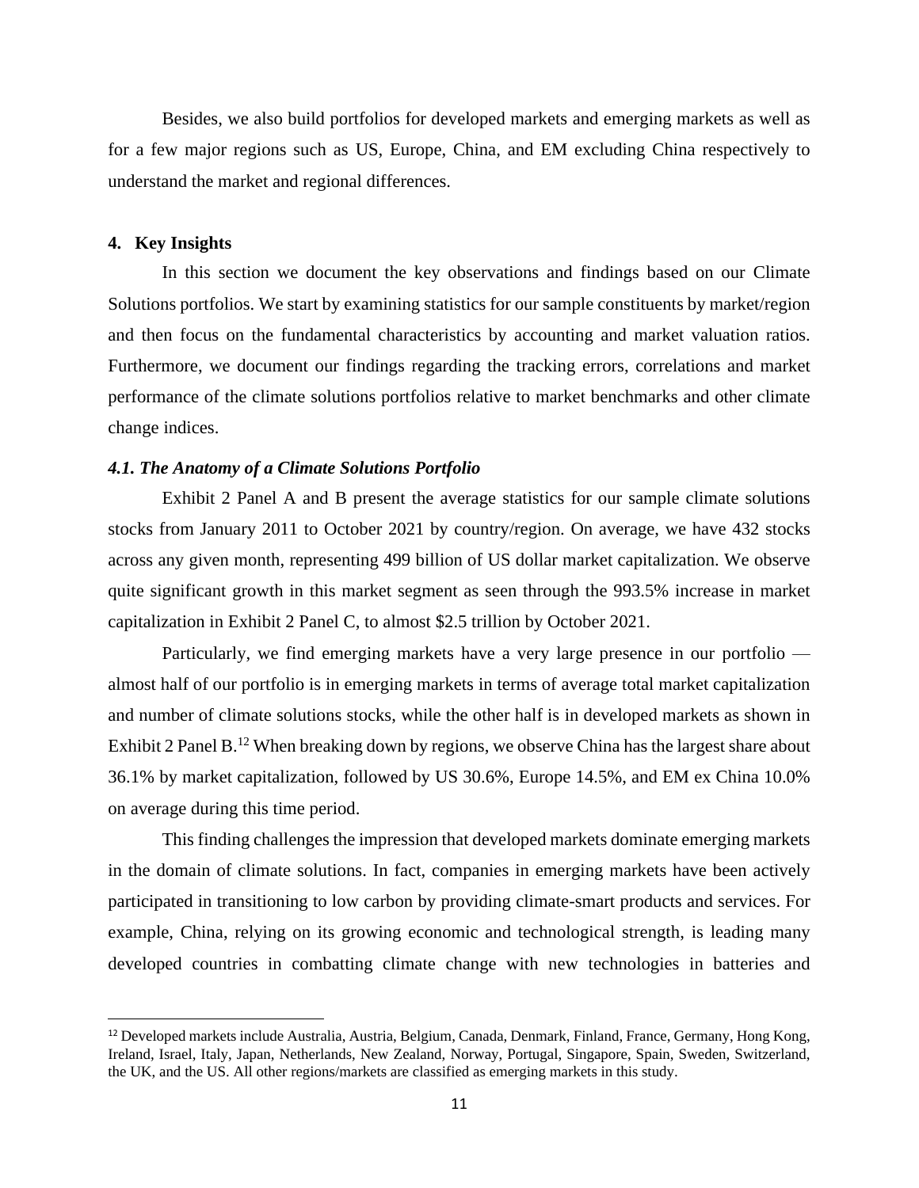Besides, we also build portfolios for developed markets and emerging markets as well as for a few major regions such as US, Europe, China, and EM excluding China respectively to understand the market and regional differences.

## 4. Key Insights

In this section we document the key observations and findings based on our Climate Solutions portfolios. We start by examining statistics for our sample constituents by market/region and then focus on the fundamental characteristics by accounting and market valuation ratios. Furthermore, we document our findings regarding the tracking errors, correlations and market performance of the climate solutions portfolios relative to market benchmarks and other climate change indices.

### *4.1. The Anatomy of a Climate Solutions Portfolio*

Exhibit 2 Panel A and B present the average statistics for our sample climate solutions stocks from January 2011 to October 2021 by country/region. On average, we have 432 stocks across any given month, representing 499 billion of US dollar market capitalization. We observe quite significant growth in this market segment as seen through the 993.5% increase in market capitalization in Exhibit 2 Panel C, to almost $2.5 trillion by October 2021.

Particularly, we find emerging markets have a very large presence in our portfolio — almost half of our portfolio is in emerging markets in terms of average total market capitalization and number of climate solutions stocks, while the other half is in developed markets as shown in Exhibit 2 Panel B.[12] When breaking down by regions, we observe China has the largest share about 36.1% by market capitalization, followed by US 30.6%, Europe 14.5%, and EM ex China 10.0% on average during this time period.

This finding challenges the impression that developed markets dominate emerging markets in the domain of climate solutions. In fact, companies in emerging markets have been actively participated in transitioning to low carbon by providing climate-smart products and services. For example, China, relying on its growing economic and technological strength, is leading many developed countries in combatting climate change with new technologies in batteries and

[12] Developed markets include Australia, Austria, Belgium, Canada, Denmark, Finland, France, Germany, Hong Kong, Ireland, Israel, Italy, Japan, Netherlands, New Zealand, Norway, Portugal, Singapore, Spain, Sweden, Switzerland, the UK, and the US. All other regions/markets are classified as emerging markets in this study.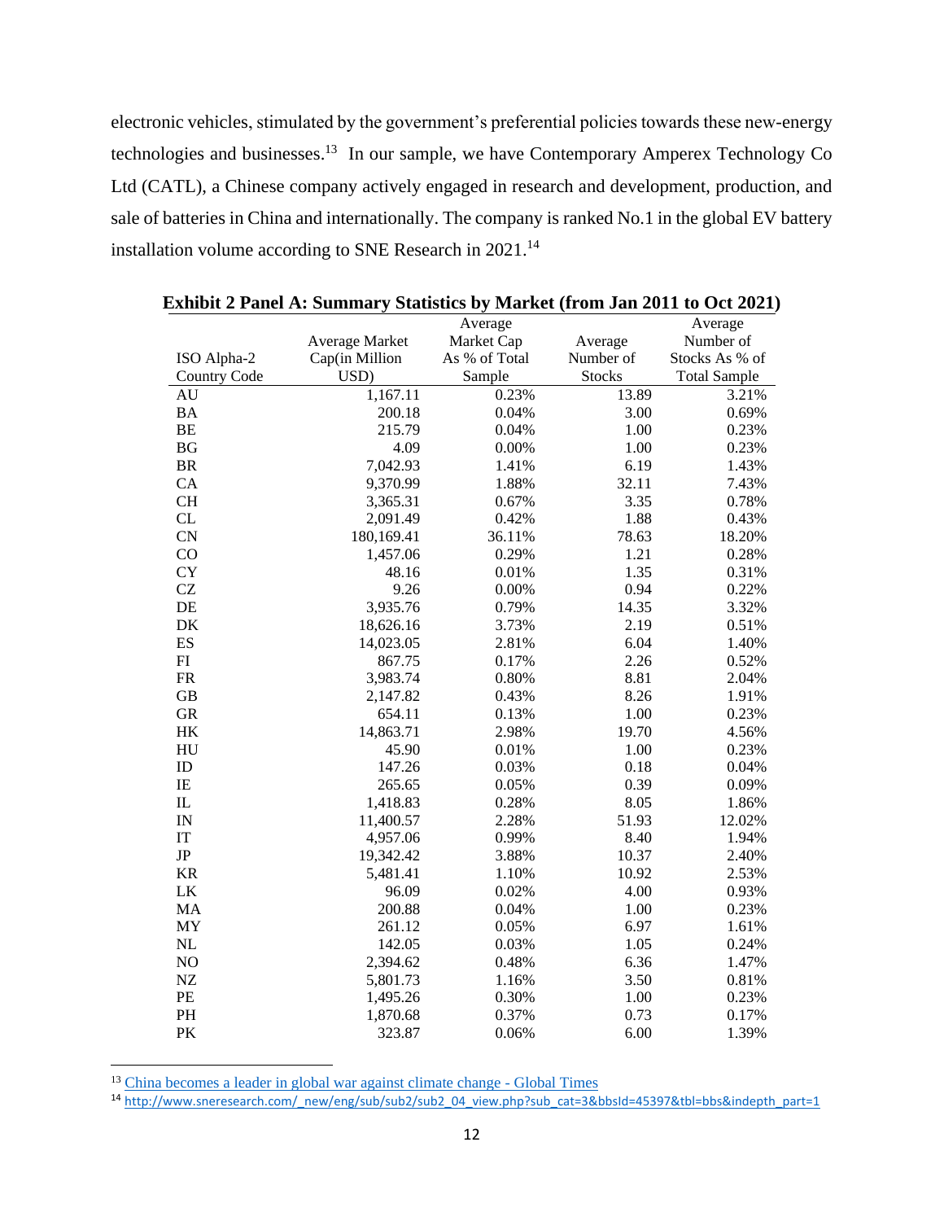electronic vehicles, stimulated by the government's preferential policies towards these new-energy technologies and businesses.[13] In our sample, we have Contemporary Amperex Technology Co Ltd (CATL), a Chinese company actively engaged in research and development, production, and sale of batteries in China and internationally. The company is ranked No.1 in the global EV battery installation volume according to SNE Research in 2021.[14]

**Exhibit 2 Panel A: Summary Statistics by Market (from Jan 2011 to Oct 2021)**

| ISO Alpha-2 Country Code | Average Market Cap(in Million USD) | Average Market Cap As % of Total Sample | Average Number of Stocks | Average Number of Stocks As % of Total Sample |
|---|---|---|---|---|
| AU | 1,167.11 | 0.23% | 13.89 | 3.21% |
| BA | 200.18 | 0.04% | 3.00 | 0.69% |
| BE | 215.79 | 0.04% | 1.00 | 0.23% |
| BG | 4.09 | 0.00% | 1.00 | 0.23% |
| BR | 7,042.93 | 1.41% | 6.19 | 1.43% |
| CA | 9,370.99 | 1.88% | 32.11 | 7.43% |
| CH | 3,365.31 | 0.67% | 3.35 | 0.78% |
| CL | 2,091.49 | 0.42% | 1.88 | 0.43% |
| CN | 180,169.41 | 36.11% | 78.63 | 18.20% |
| CO | 1,457.06 | 0.29% | 1.21 | 0.28% |
| CY | 48.16 | 0.01% | 1.35 | 0.31% |
| CZ | 9.26 | 0.00% | 0.94 | 0.22% |
| DE | 3,935.76 | 0.79% | 14.35 | 3.32% |
| DK | 18,626.16 | 3.73% | 2.19 | 0.51% |
| ES | 14,023.05 | 2.81% | 6.04 | 1.40% |
| FI | 867.75 | 0.17% | 2.26 | 0.52% |
| FR | 3,983.74 | 0.80% | 8.81 | 2.04% |
| GB | 2,147.82 | 0.43% | 8.26 | 1.91% |
| GR | 654.11 | 0.13% | 1.00 | 0.23% |
| HK | 14,863.71 | 2.98% | 19.70 | 4.56% |
| HU | 45.90 | 0.01% | 1.00 | 0.23% |
| ID | 147.26 | 0.03% | 0.18 | 0.04% |
| IE | 265.65 | 0.05% | 0.39 | 0.09% |
| IL | 1,418.83 | 0.28% | 8.05 | 1.86% |
| IN | 11,400.57 | 2.28% | 51.93 | 12.02% |
| IT | 4,957.06 | 0.99% | 8.40 | 1.94% |
| JP | 19,342.42 | 3.88% | 10.37 | 2.40% |
| KR | 5,481.41 | 1.10% | 10.92 | 2.53% |
| LK | 96.09 | 0.02% | 4.00 | 0.93% |
| MA | 200.88 | 0.04% | 1.00 | 0.23% |
| MY | 261.12 | 0.05% | 6.97 | 1.61% |
| NL | 142.05 | 0.03% | 1.05 | 0.24% |
| NO | 2,394.62 | 0.48% | 6.36 | 1.47% |
| NZ | 5,801.73 | 1.16% | 3.50 | 0.81% |
| PE | 1,495.26 | 0.30% | 1.00 | 0.23% |
| PH | 1,870.68 | 0.37% | 0.73 | 0.17% |
| PK | 323.87 | 0.06% | 6.00 | 1.39% |

[13] China becomes a leader in global war against climate change - Global Times

[14] http://www.sneresearch.com/_new/eng/sub/sub2/sub2_04_view.php?sub_cat=3&bbsId=45397&tbl=bbs&indepth_part=1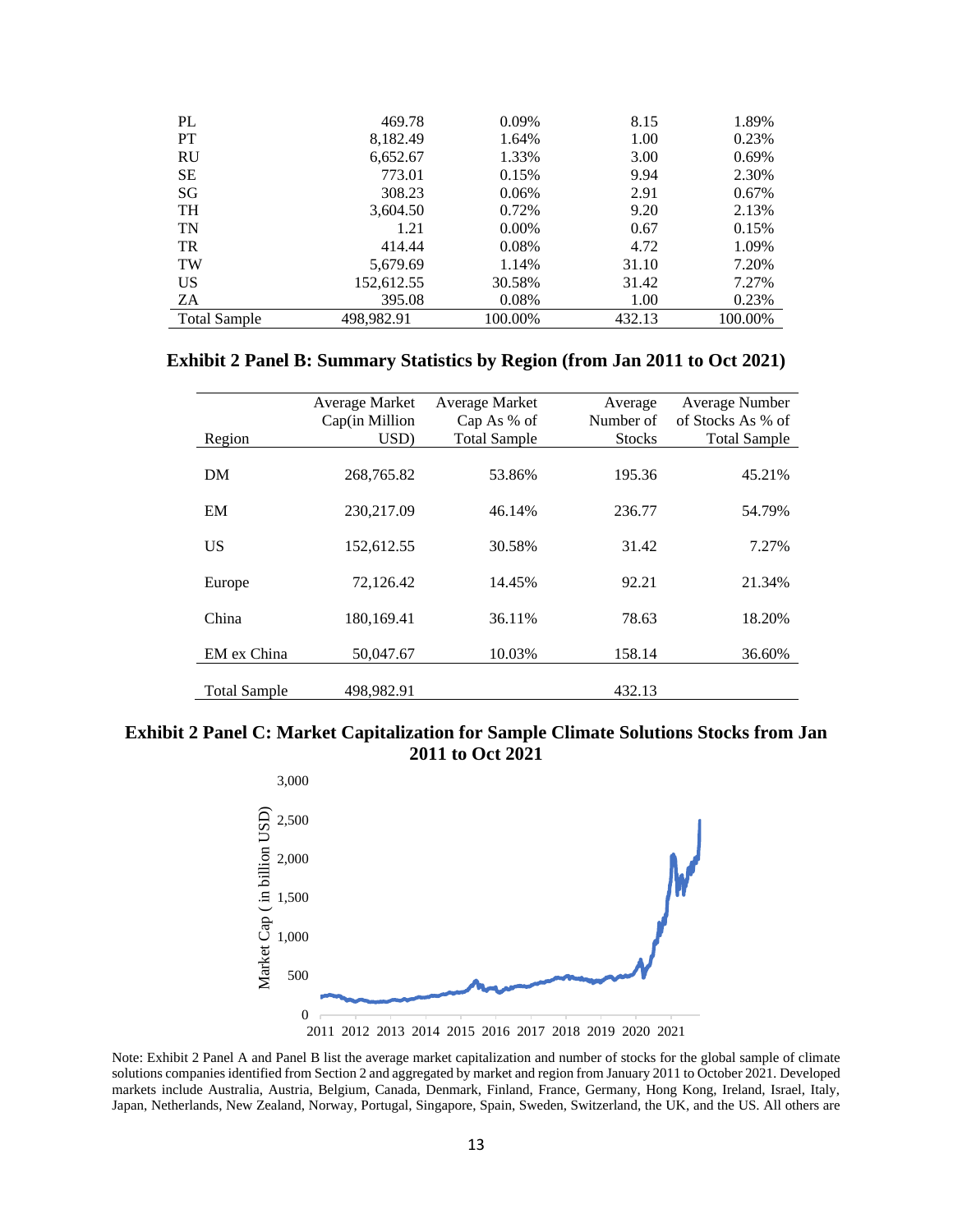| PL | 469.78 | 0.09% | 8.15 | 1.89% |
|---|---|---|---|---|
| PT | 8,182.49 | 1.64% | 1.00 | 0.23% |
| RU | 6,652.67 | 1.33% | 3.00 | 0.69% |
| SE | 773.01 | 0.15% | 9.94 | 2.30% |
| SG | 308.23 | 0.06% | 2.91 | 0.67% |
| TH | 3,604.50 | 0.72% | 9.20 | 2.13% |
| TN | 1.21 | 0.00% | 0.67 | 0.15% |
| TR | 414.44 | 0.08% | 4.72 | 1.09% |
| TW | 5,679.69 | 1.14% | 31.10 | 7.20% |
| US | 152,612.55 | 30.58% | 31.42 | 7.27% |
| ZA | 395.08 | 0.08% | 1.00 | 0.23% |
| Total Sample | 498,982.91 | 100.00% | 432.13 | 100.00% |

**Exhibit 2 Panel B: Summary Statistics by Region (from Jan 2011 to Oct 2021)**

| Region | Average Market Cap(in Million USD) | Average Market Cap As % of Total Sample | Average Number of Stocks | Average Number of Stocks As % of Total Sample |
|---|---|---|---|---|
| DM | 268,765.82 | 53.86% | 195.36 | 45.21% |
| EM | 230,217.09 | 46.14% | 236.77 | 54.79% |
| US | 152,612.55 | 30.58% | 31.42 | 7.27% |
| Europe | 72,126.42 | 14.45% | 92.21 | 21.34% |
| China | 180,169.41 | 36.11% | 78.63 | 18.20% |
| EM ex China | 50,047.67 | 10.03% | 158.14 | 36.60% |
| Total Sample | 498,982.91 | | 432.13 | |

**Exhibit 2 Panel C: Market Capitalization for Sample Climate Solutions Stocks from Jan 2011 to Oct 2021**

Note: Exhibit 2 Panel A and Panel B list the average market capitalization and number of stocks for the global sample of climate solutions companies identified from Section 2 and aggregated by market and region from January 2011 to October 2021. Developed markets include Australia, Austria, Belgium, Canada, Denmark, Finland, France, Germany, Hong Kong, Ireland, Israel, Italy, Japan, Netherlands, New Zealand, Norway, Portugal, Singapore, Spain, Sweden, Switzerland, the UK, and the US. All others are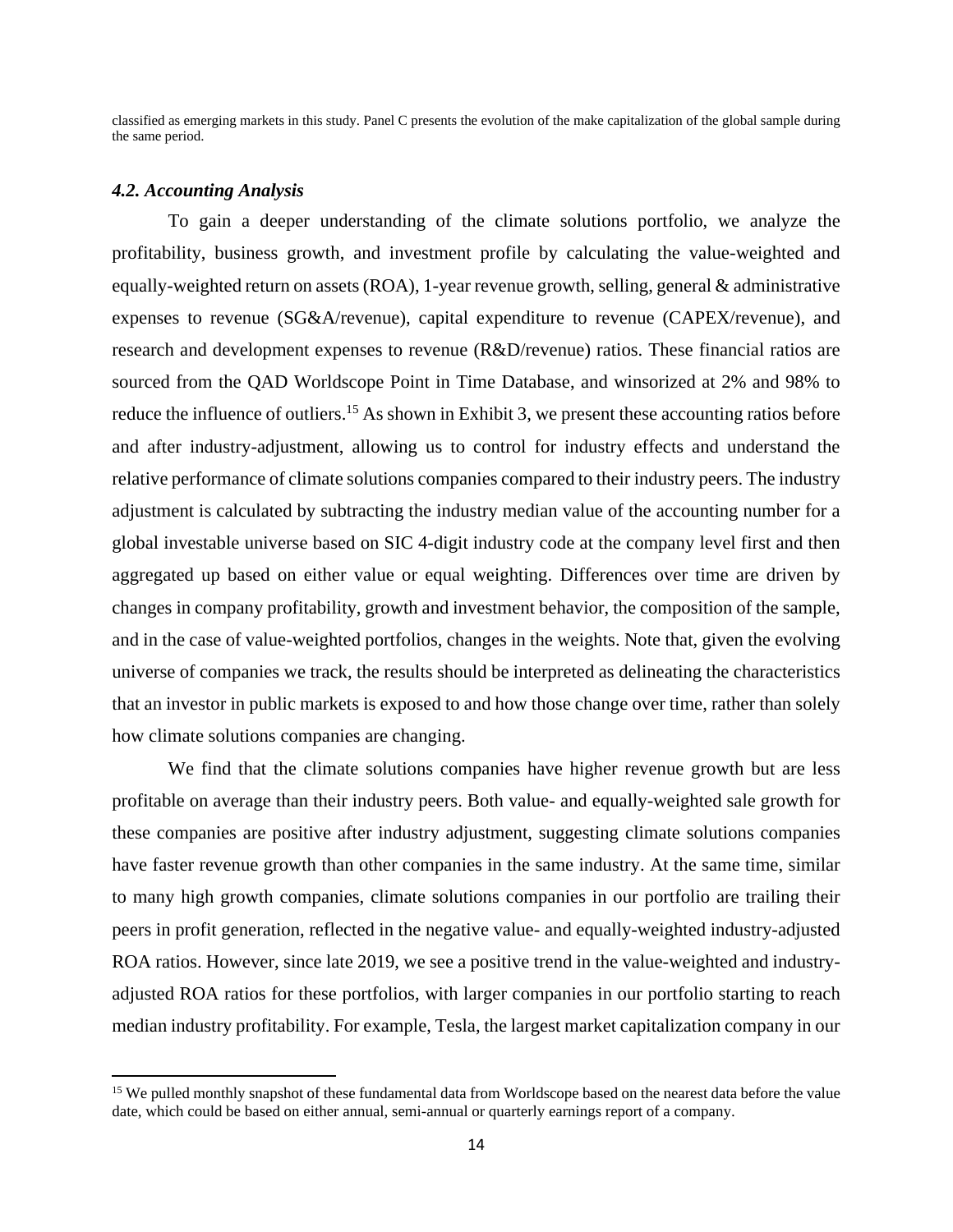classified as emerging markets in this study. Panel C presents the evolution of the make capitalization of the global sample during the same period.

### *4.2. Accounting Analysis*

To gain a deeper understanding of the climate solutions portfolio, we analyze the profitability, business growth, and investment profile by calculating the value-weighted and equally-weighted return on assets (ROA), 1-year revenue growth, selling, general & administrative expenses to revenue (SG&A/revenue), capital expenditure to revenue (CAPEX/revenue), and research and development expenses to revenue (R&D/revenue) ratios. These financial ratios are sourced from the QAD Worldscope Point in Time Database, and winsorized at 2% and 98% to reduce the influence of outliers.[15] As shown in Exhibit 3, we present these accounting ratios before and after industry-adjustment, allowing us to control for industry effects and understand the relative performance of climate solutions companies compared to their industry peers. The industry adjustment is calculated by subtracting the industry median value of the accounting number for a global investable universe based on SIC 4-digit industry code at the company level first and then aggregated up based on either value or equal weighting. Differences over time are driven by changes in company profitability, growth and investment behavior, the composition of the sample, and in the case of value-weighted portfolios, changes in the weights. Note that, given the evolving universe of companies we track, the results should be interpreted as delineating the characteristics that an investor in public markets is exposed to and how those change over time, rather than solely how climate solutions companies are changing.

We find that the climate solutions companies have higher revenue growth but are less profitable on average than their industry peers. Both value- and equally-weighted sale growth for these companies are positive after industry adjustment, suggesting climate solutions companies have faster revenue growth than other companies in the same industry. At the same time, similar to many high growth companies, climate solutions companies in our portfolio are trailing their peers in profit generation, reflected in the negative value- and equally-weighted industry-adjusted ROA ratios. However, since late 2019, we see a positive trend in the value-weighted and industry-adjusted ROA ratios for these portfolios, with larger companies in our portfolio starting to reach median industry profitability. For example, Tesla, the largest market capitalization company in our

[15] We pulled monthly snapshot of these fundamental data from Worldscope based on the nearest data before the value date, which could be based on either annual, semi-annual or quarterly earnings report of a company.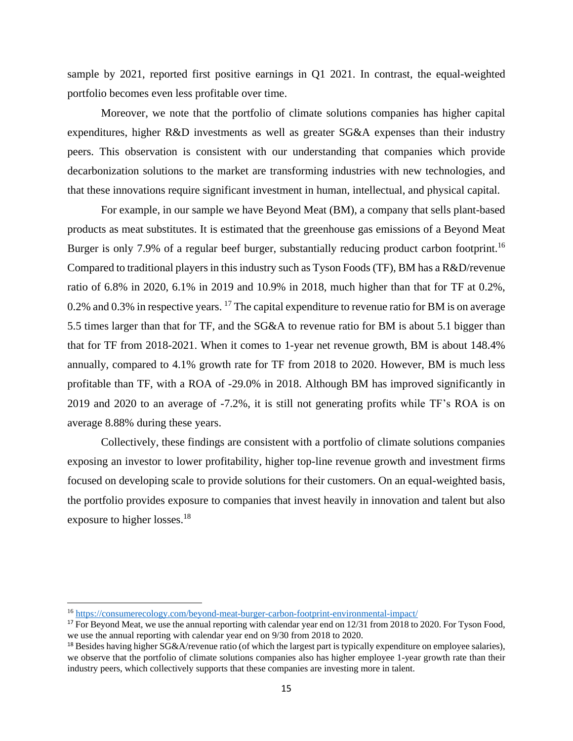sample by 2021, reported first positive earnings in Q1 2021. In contrast, the equal-weighted portfolio becomes even less profitable over time.

Moreover, we note that the portfolio of climate solutions companies has higher capital expenditures, higher R&D investments as well as greater SG&A expenses than their industry peers. This observation is consistent with our understanding that companies which provide decarbonization solutions to the market are transforming industries with new technologies, and that these innovations require significant investment in human, intellectual, and physical capital.

For example, in our sample we have Beyond Meat (BM), a company that sells plant-based products as meat substitutes. It is estimated that the greenhouse gas emissions of a Beyond Meat Burger is only 7.9% of a regular beef burger, substantially reducing product carbon footprint.[16] Compared to traditional players in this industry such as Tyson Foods (TF), BM has a R&D/revenue ratio of 6.8% in 2020, 6.1% in 2019 and 10.9% in 2018, much higher than that for TF at 0.2%, 0.2% and 0.3% in respective years. [17] The capital expenditure to revenue ratio for BM is on average 5.5 times larger than that for TF, and the SG&A to revenue ratio for BM is about 5.1 bigger than that for TF from 2018-2021. When it comes to 1-year net revenue growth, BM is about 148.4% annually, compared to 4.1% growth rate for TF from 2018 to 2020. However, BM is much less profitable than TF, with a ROA of -29.0% in 2018. Although BM has improved significantly in 2019 and 2020 to an average of -7.2%, it is still not generating profits while TF's ROA is on average 8.88% during these years.

Collectively, these findings are consistent with a portfolio of climate solutions companies exposing an investor to lower profitability, higher top-line revenue growth and investment firms focused on developing scale to provide solutions for their customers. On an equal-weighted basis, the portfolio provides exposure to companies that invest heavily in innovation and talent but also exposure to higher losses.[18]

---

[16] https://consumerecology.com/beyond-meat-burger-carbon-footprint-environmental-impact/

[17] For Beyond Meat, we use the annual reporting with calendar year end on 12/31 from 2018 to 2020. For Tyson Food, we use the annual reporting with calendar year end on 9/30 from 2018 to 2020.

[18] Besides having higher SG&A/revenue ratio (of which the largest part is typically expenditure on employee salaries), we observe that the portfolio of climate solutions companies also has higher employee 1-year growth rate than their industry peers, which collectively supports that these companies are investing more in talent.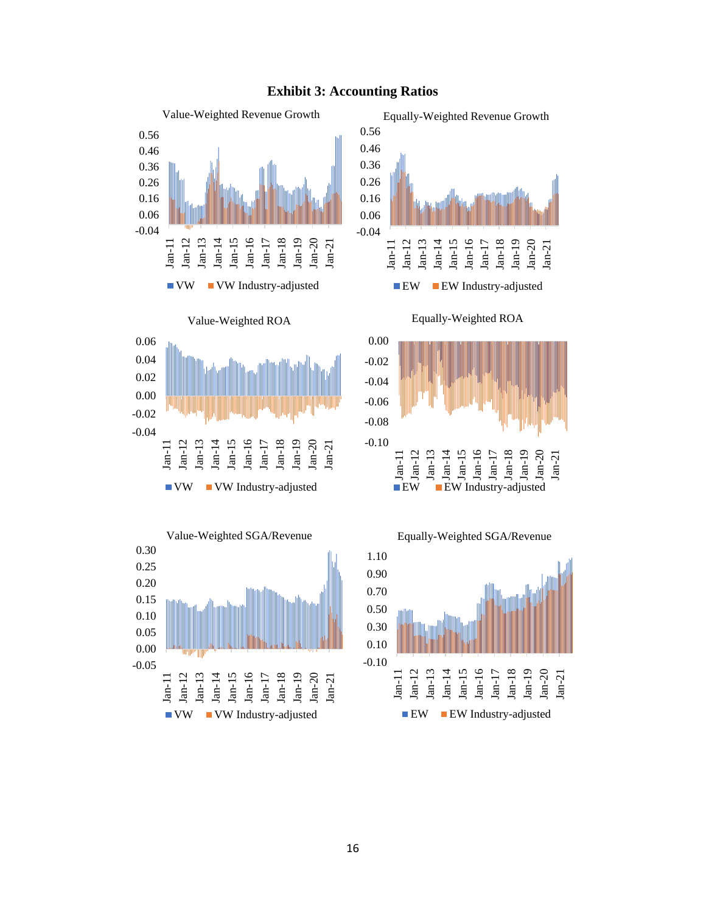# Exhibit 3: Accounting Ratios

Value-Weighted Revenue Growth

Equally-Weighted Revenue Growth

Value-Weighted ROA

Equally-Weighted ROA

Value-Weighted SGA/Revenue

Equally-Weighted SGA/Revenue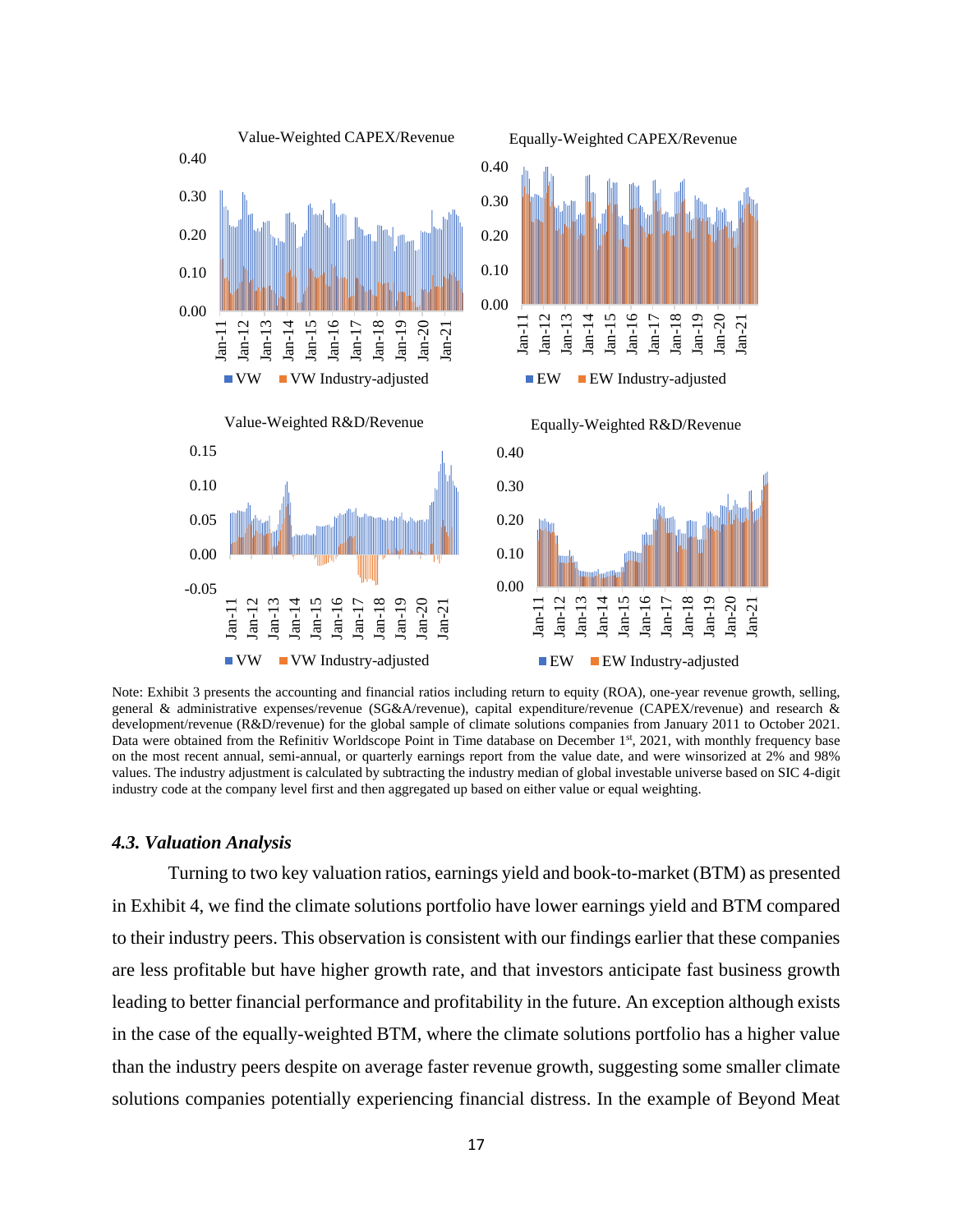Note: Exhibit 3 presents the accounting and financial ratios including return to equity (ROA), one-year revenue growth, selling, general & administrative expenses/revenue (SG&A/revenue), capital expenditure/revenue (CAPEX/revenue) and research & development/revenue (R&D/revenue) for the global sample of climate solutions companies from January 2011 to October 2021. Data were obtained from the Refinitiv Worldscope Point in Time database on December 1st, 2021, with monthly frequency base on the most recent annual, semi-annual, or quarterly earnings report from the value date, and were winsorized at 2% and 98% values. The industry adjustment is calculated by subtracting the industry median of global investable universe based on SIC 4-digit industry code at the company level first and then aggregated up based on either value or equal weighting.

### *4.3. Valuation Analysis*

Turning to two key valuation ratios, earnings yield and book-to-market (BTM) as presented in Exhibit 4, we find the climate solutions portfolio have lower earnings yield and BTM compared to their industry peers. This observation is consistent with our findings earlier that these companies are less profitable but have higher growth rate, and that investors anticipate fast business growth leading to better financial performance and profitability in the future. An exception although exists in the case of the equally-weighted BTM, where the climate solutions portfolio has a higher value than the industry peers despite on average faster revenue growth, suggesting some smaller climate solutions companies potentially experiencing financial distress. In the example of Beyond Meat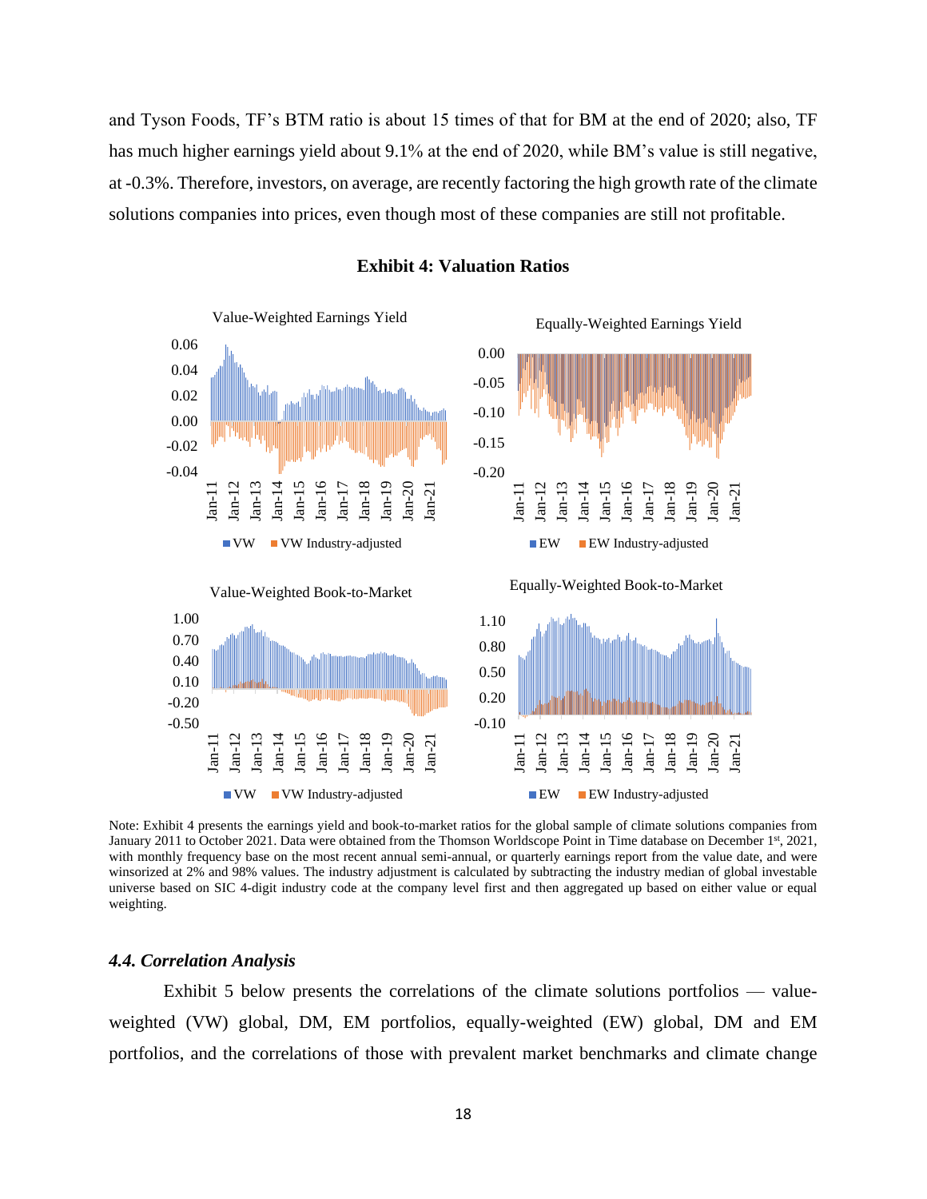and Tyson Foods, TF's BTM ratio is about 15 times of that for BM at the end of 2020; also, TF has much higher earnings yield about 9.1% at the end of 2020, while BM's value is still negative, at -0.3%. Therefore, investors, on average, are recently factoring the high growth rate of the climate solutions companies into prices, even though most of these companies are still not profitable.

**Exhibit 4: Valuation Ratios**

Note: Exhibit 4 presents the earnings yield and book-to-market ratios for the global sample of climate solutions companies from January 2011 to October 2021. Data were obtained from the Thomson Worldscope Point in Time database on December 1st, 2021, with monthly frequency base on the most recent annual semi-annual, or quarterly earnings report from the value date, and were winsorized at 2% and 98% values. The industry adjustment is calculated by subtracting the industry median of global investable universe based on SIC 4-digit industry code at the company level first and then aggregated up based on either value or equal weighting.

### *4.4. Correlation Analysis*

Exhibit 5 below presents the correlations of the climate solutions portfolios — value-weighted (VW) global, DM, EM portfolios, equally-weighted (EW) global, DM and EM portfolios, and the correlations of those with prevalent market benchmarks and climate change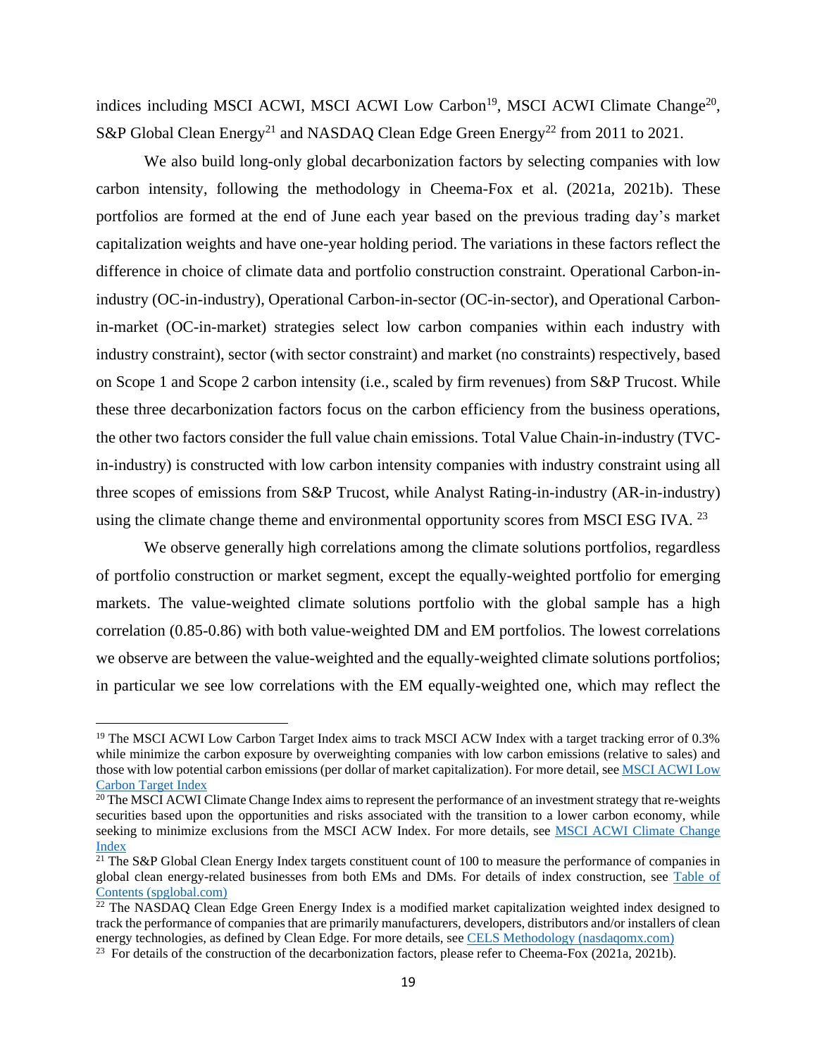indices including MSCI ACWI, MSCI ACWI Low Carbon[19], MSCI ACWI Climate Change[20], S&P Global Clean Energy[21] and NASDAQ Clean Edge Green Energy[22] from 2011 to 2021.

We also build long-only global decarbonization factors by selecting companies with low carbon intensity, following the methodology in Cheema-Fox et al. (2021a, 2021b). These portfolios are formed at the end of June each year based on the previous trading day's market capitalization weights and have one-year holding period. The variations in these factors reflect the difference in choice of climate data and portfolio construction constraint. Operational Carbon-in-industry (OC-in-industry), Operational Carbon-in-sector (OC-in-sector), and Operational Carbon-in-market (OC-in-market) strategies select low carbon companies within each industry with industry constraint), sector (with sector constraint) and market (no constraints) respectively, based on Scope 1 and Scope 2 carbon intensity (i.e., scaled by firm revenues) from S&P Trucost. While these three decarbonization factors focus on the carbon efficiency from the business operations, the other two factors consider the full value chain emissions. Total Value Chain-in-industry (TVC-in-industry) is constructed with low carbon intensity companies with industry constraint using all three scopes of emissions from S&P Trucost, while Analyst Rating-in-industry (AR-in-industry) using the climate change theme and environmental opportunity scores from MSCI ESG IVA. [23]

We observe generally high correlations among the climate solutions portfolios, regardless of portfolio construction or market segment, except the equally-weighted portfolio for emerging markets. The value-weighted climate solutions portfolio with the global sample has a high correlation (0.85-0.86) with both value-weighted DM and EM portfolios. The lowest correlations we observe are between the value-weighted and the equally-weighted climate solutions portfolios; in particular we see low correlations with the EM equally-weighted one, which may reflect the

---

[19] The MSCI ACWI Low Carbon Target Index aims to track MSCI ACW Index with a target tracking error of 0.3% while minimize the carbon exposure by overweighting companies with low carbon emissions (relative to sales) and those with low potential carbon emissions (per dollar of market capitalization). For more detail, see MSCI ACWI Low Carbon Target Index

[20] The MSCI ACWI Climate Change Index aims to represent the performance of an investment strategy that re-weights securities based upon the opportunities and risks associated with the transition to a lower carbon economy, while seeking to minimize exclusions from the MSCI ACW Index. For more details, see MSCI ACWI Climate Change Index

[21] The S&P Global Clean Energy Index targets constituent count of 100 to measure the performance of companies in global clean energy-related businesses from both EMs and DMs. For details of index construction, see Table of Contents (spglobal.com)

[22] The NASDAQ Clean Edge Green Energy Index is a modified market capitalization weighted index designed to track the performance of companies that are primarily manufacturers, developers, distributors and/or installers of clean energy technologies, as defined by Clean Edge. For more details, see CELS Methodology (nasdaqomx.com)

[23] For details of the construction of the decarbonization factors, please refer to Cheema-Fox (2021a, 2021b).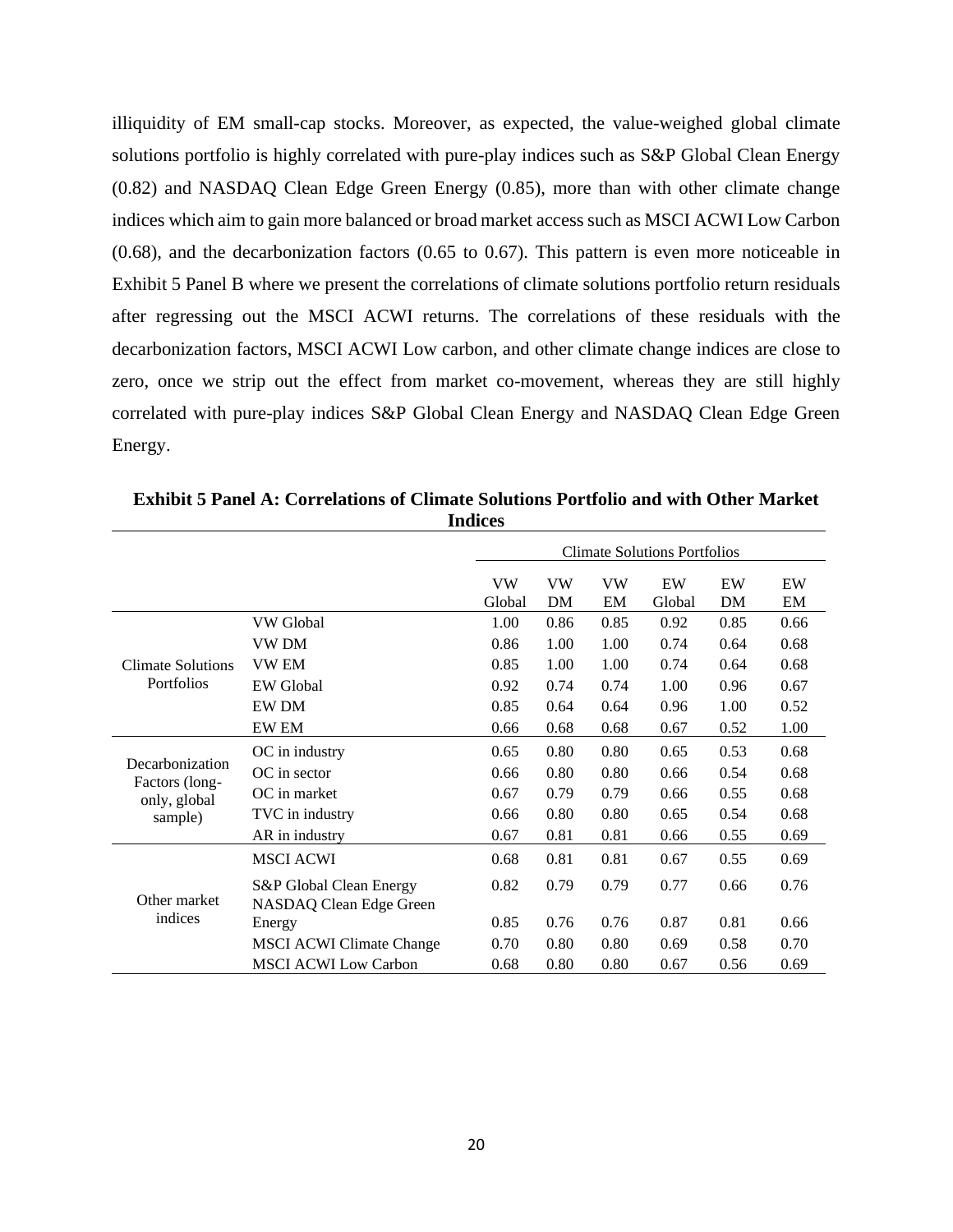illiquidity of EM small-cap stocks. Moreover, as expected, the value-weighed global climate solutions portfolio is highly correlated with pure-play indices such as S&P Global Clean Energy (0.82) and NASDAQ Clean Edge Green Energy (0.85), more than with other climate change indices which aim to gain more balanced or broad market access such as MSCI ACWI Low Carbon (0.68), and the decarbonization factors (0.65 to 0.67). This pattern is even more noticeable in Exhibit 5 Panel B where we present the correlations of climate solutions portfolio return residuals after regressing out the MSCI ACWI returns. The correlations of these residuals with the decarbonization factors, MSCI ACWI Low carbon, and other climate change indices are close to zero, once we strip out the effect from market co-movement, whereas they are still highly correlated with pure-play indices S&P Global Clean Energy and NASDAQ Clean Edge Green Energy.

**Exhibit 5 Panel A: Correlations of Climate Solutions Portfolio and with Other Market Indices**

| | | Climate Solutions Portfolios | | | | | |
|---|---|---|---|---|---|---|---|
| | | VW Global | VW DM | VW EM | EW Global | EW DM | EW EM |
| Climate Solutions Portfolios | VW Global | 1.00 | 0.86 | 0.85 | 0.92 | 0.85 | 0.66 |
| | VW DM | 0.86 | 1.00 | 1.00 | 0.74 | 0.64 | 0.68 |
| | VW EM | 0.85 | 1.00 | 1.00 | 0.74 | 0.64 | 0.68 |
| | EW Global | 0.92 | 0.74 | 0.74 | 1.00 | 0.96 | 0.67 |
| | EW DM | 0.85 | 0.64 | 0.64 | 0.96 | 1.00 | 0.52 |
| | EW EM | 0.66 | 0.68 | 0.68 | 0.67 | 0.52 | 1.00 |
| Decarbonization Factors (long-only, global sample) | OC in industry | 0.65 | 0.80 | 0.80 | 0.65 | 0.53 | 0.68 |
| | OC in sector | 0.66 | 0.80 | 0.80 | 0.66 | 0.54 | 0.68 |
| | OC in market | 0.67 | 0.79 | 0.79 | 0.66 | 0.55 | 0.68 |
| | TVC in industry | 0.66 | 0.80 | 0.80 | 0.65 | 0.54 | 0.68 |
| | AR in industry | 0.67 | 0.81 | 0.81 | 0.66 | 0.55 | 0.69 |
| Other market indices | MSCI ACWI | 0.68 | 0.81 | 0.81 | 0.67 | 0.55 | 0.69 |
| | S&P Global Clean Energy | 0.82 | 0.79 | 0.79 | 0.77 | 0.66 | 0.76 |
| | NASDAQ Clean Edge Green Energy | 0.85 | 0.76 | 0.76 | 0.87 | 0.81 | 0.66 |
| | MSCI ACWI Climate Change | 0.70 | 0.80 | 0.80 | 0.69 | 0.58 | 0.70 |
| | MSCI ACWI Low Carbon | 0.68 | 0.80 | 0.80 | 0.67 | 0.56 | 0.69 |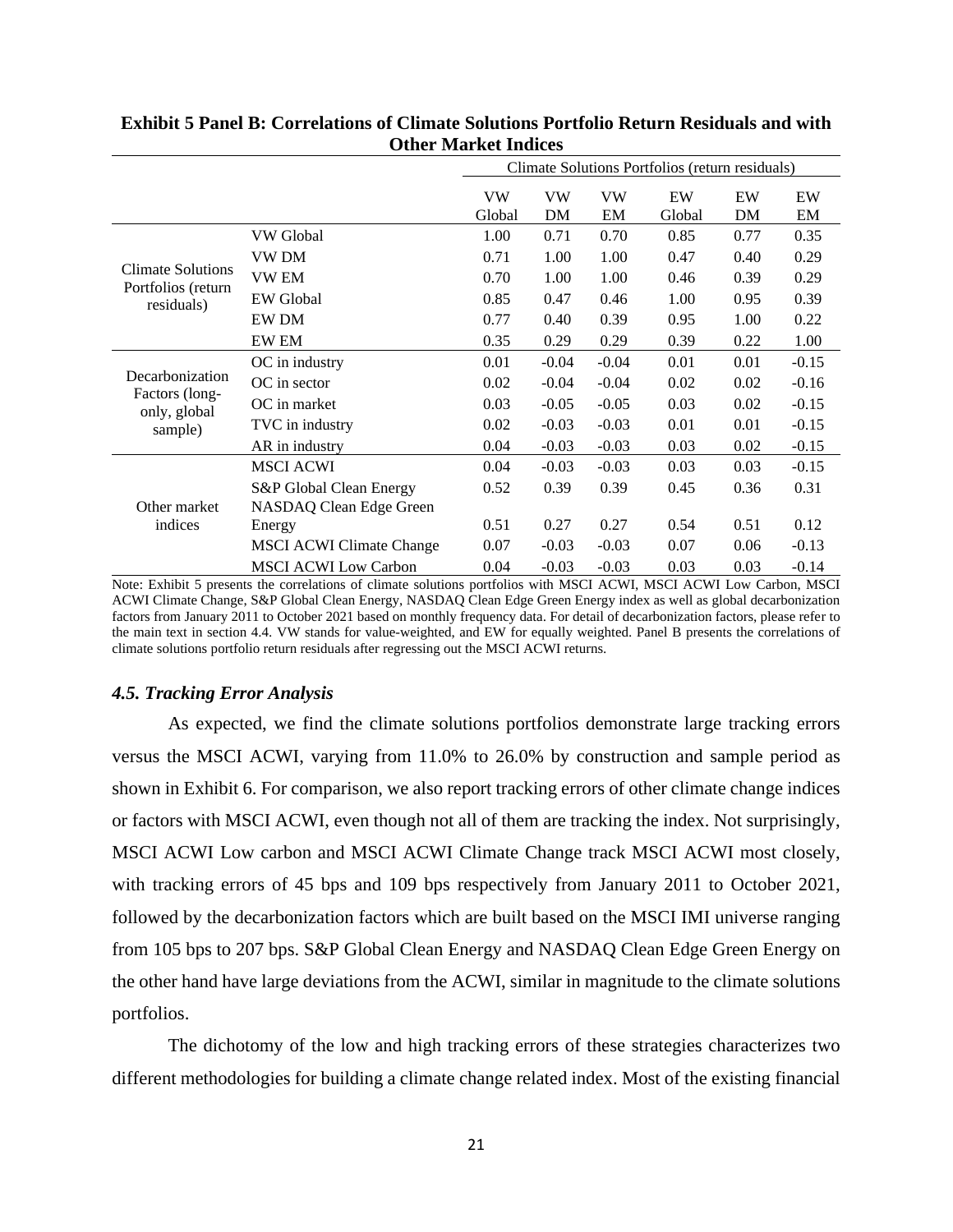**Exhibit 5 Panel B: Correlations of Climate Solutions Portfolio Return Residuals and with Other Market Indices**

| | | Climate Solutions Portfolios (return residuals) | | | | | |
|---|---|---|---|---|---|---|---|
| | | VW Global | VW DM | VW EM | EW Global | EW DM | EW EM |
| Climate Solutions Portfolios (return residuals) | VW Global | 1.00 | 0.71 | 0.70 | 0.85 | 0.77 | 0.35 |
| | VW DM | 0.71 | 1.00 | 1.00 | 0.47 | 0.40 | 0.29 |
| | VW EM | 0.70 | 1.00 | 1.00 | 0.46 | 0.39 | 0.29 |
| | EW Global | 0.85 | 0.47 | 0.46 | 1.00 | 0.95 | 0.39 |
| | EW DM | 0.77 | 0.40 | 0.39 | 0.95 | 1.00 | 0.22 |
| | EW EM | 0.35 | 0.29 | 0.29 | 0.39 | 0.22 | 1.00 |
| Decarbonization Factors (long-only, global sample) | OC in industry | 0.01 | -0.04 | -0.04 | 0.01 | 0.01 | -0.15 |
| | OC in sector | 0.02 | -0.04 | -0.04 | 0.02 | 0.02 | -0.16 |
| | OC in market | 0.03 | -0.05 | -0.05 | 0.03 | 0.02 | -0.15 |
| | TVC in industry | 0.02 | -0.03 | -0.03 | 0.01 | 0.01 | -0.15 |
| | AR in industry | 0.04 | -0.03 | -0.03 | 0.03 | 0.02 | -0.15 |
| Other market indices | MSCI ACWI | 0.04 | -0.03 | -0.03 | 0.03 | 0.03 | -0.15 |
| | S&P Global Clean Energy | 0.52 | 0.39 | 0.39 | 0.45 | 0.36 | 0.31 |
| | NASDAQ Clean Edge Green Energy | 0.51 | 0.27 | 0.27 | 0.54 | 0.51 | 0.12 |
| | MSCI ACWI Climate Change | 0.07 | -0.03 | -0.03 | 0.07 | 0.06 | -0.13 |
| | MSCI ACWI Low Carbon | 0.04 | -0.03 | -0.03 | 0.03 | 0.03 | -0.14 |

Note: Exhibit 5 presents the correlations of climate solutions portfolios with MSCI ACWI, MSCI ACWI Low Carbon, MSCI ACWI Climate Change, S&P Global Clean Energy, NASDAQ Clean Edge Green Energy index as well as global decarbonization factors from January 2011 to October 2021 based on monthly frequency data. For detail of decarbonization factors, please refer to the main text in section 4.4. VW stands for value-weighted, and EW for equally weighted. Panel B presents the correlations of climate solutions portfolio return residuals after regressing out the MSCI ACWI returns.

### *4.5. Tracking Error Analysis*

As expected, we find the climate solutions portfolios demonstrate large tracking errors versus the MSCI ACWI, varying from 11.0% to 26.0% by construction and sample period as shown in Exhibit 6. For comparison, we also report tracking errors of other climate change indices or factors with MSCI ACWI, even though not all of them are tracking the index. Not surprisingly, MSCI ACWI Low carbon and MSCI ACWI Climate Change track MSCI ACWI most closely, with tracking errors of 45 bps and 109 bps respectively from January 2011 to October 2021, followed by the decarbonization factors which are built based on the MSCI IMI universe ranging from 105 bps to 207 bps. S&P Global Clean Energy and NASDAQ Clean Edge Green Energy on the other hand have large deviations from the ACWI, similar in magnitude to the climate solutions portfolios.

The dichotomy of the low and high tracking errors of these strategies characterizes two different methodologies for building a climate change related index. Most of the existing financial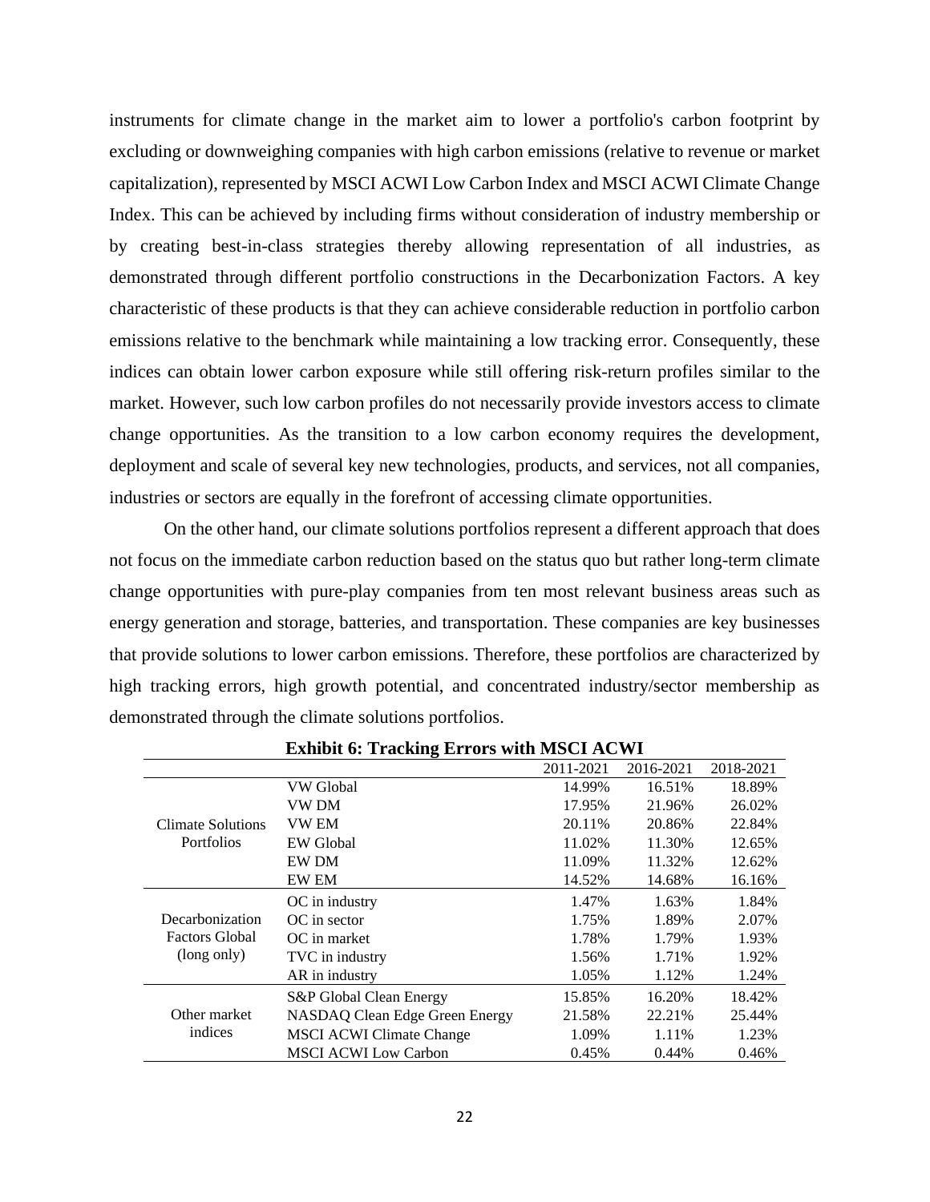instruments for climate change in the market aim to lower a portfolio's carbon footprint by excluding or downweighing companies with high carbon emissions (relative to revenue or market capitalization), represented by MSCI ACWI Low Carbon Index and MSCI ACWI Climate Change Index. This can be achieved by including firms without consideration of industry membership or by creating best-in-class strategies thereby allowing representation of all industries, as demonstrated through different portfolio constructions in the Decarbonization Factors. A key characteristic of these products is that they can achieve considerable reduction in portfolio carbon emissions relative to the benchmark while maintaining a low tracking error. Consequently, these indices can obtain lower carbon exposure while still offering risk-return profiles similar to the market. However, such low carbon profiles do not necessarily provide investors access to climate change opportunities. As the transition to a low carbon economy requires the development, deployment and scale of several key new technologies, products, and services, not all companies, industries or sectors are equally in the forefront of accessing climate opportunities.

On the other hand, our climate solutions portfolios represent a different approach that does not focus on the immediate carbon reduction based on the status quo but rather long-term climate change opportunities with pure-play companies from ten most relevant business areas such as energy generation and storage, batteries, and transportation. These companies are key businesses that provide solutions to lower carbon emissions. Therefore, these portfolios are characterized by high tracking errors, high growth potential, and concentrated industry/sector membership as demonstrated through the climate solutions portfolios.

**Exhibit 6: Tracking Errors with MSCI ACWI**

| | | 2011-2021 | 2016-2021 | 2018-2021 |
|---|---|---|---|---|
| Climate Solutions Portfolios | VW Global | 14.99% | 16.51% | 18.89% |
| | VW DM | 17.95% | 21.96% | 26.02% |
| | VW EM | 20.11% | 20.86% | 22.84% |
| | EW Global | 11.02% | 11.30% | 12.65% |
| | EW DM | 11.09% | 11.32% | 12.62% |
| | EW EM | 14.52% | 14.68% | 16.16% |
| Decarbonization Factors Global (long only) | OC in industry | 1.47% | 1.63% | 1.84% |
| | OC in sector | 1.75% | 1.89% | 2.07% |
| | OC in market | 1.78% | 1.79% | 1.93% |
| | TVC in industry | 1.56% | 1.71% | 1.92% |
| | AR in industry | 1.05% | 1.12% | 1.24% |
| Other market indices | S&P Global Clean Energy | 15.85% | 16.20% | 18.42% |
| | NASDAQ Clean Edge Green Energy | 21.58% | 22.21% | 25.44% |
| | MSCI ACWI Climate Change | 1.09% | 1.11% | 1.23% |
| | MSCI ACWI Low Carbon | 0.45% | 0.44% | 0.46% |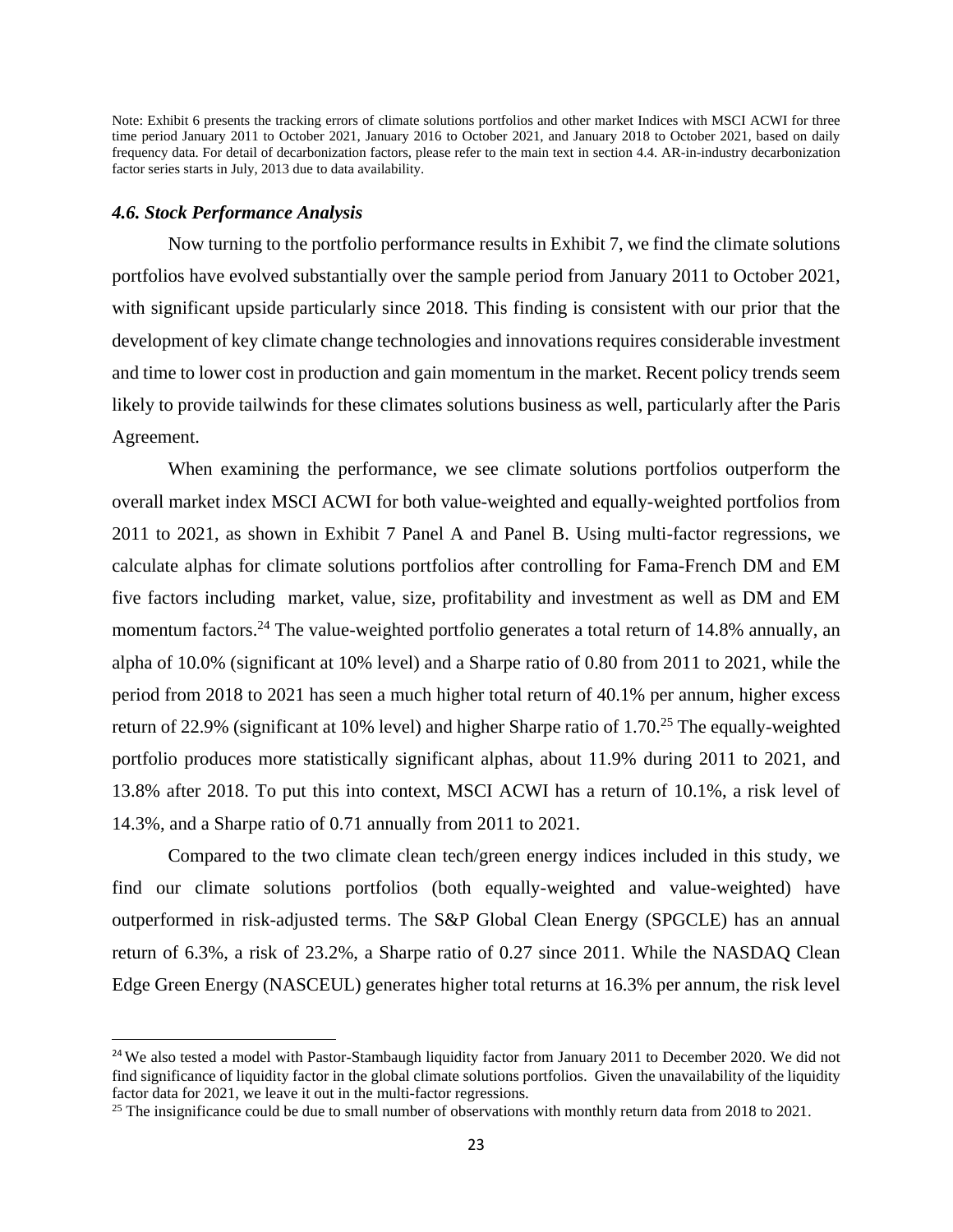Note: Exhibit 6 presents the tracking errors of climate solutions portfolios and other market Indices with MSCI ACWI for three time period January 2011 to October 2021, January 2016 to October 2021, and January 2018 to October 2021, based on daily frequency data. For detail of decarbonization factors, please refer to the main text in section 4.4. AR-in-industry decarbonization factor series starts in July, 2013 due to data availability.

### *4.6. Stock Performance Analysis*

Now turning to the portfolio performance results in Exhibit 7, we find the climate solutions portfolios have evolved substantially over the sample period from January 2011 to October 2021, with significant upside particularly since 2018. This finding is consistent with our prior that the development of key climate change technologies and innovations requires considerable investment and time to lower cost in production and gain momentum in the market. Recent policy trends seem likely to provide tailwinds for these climates solutions business as well, particularly after the Paris Agreement.

When examining the performance, we see climate solutions portfolios outperform the overall market index MSCI ACWI for both value-weighted and equally-weighted portfolios from 2011 to 2021, as shown in Exhibit 7 Panel A and Panel B. Using multi-factor regressions, we calculate alphas for climate solutions portfolios after controlling for Fama-French DM and EM five factors including market, value, size, profitability and investment as well as DM and EM momentum factors.[24] The value-weighted portfolio generates a total return of 14.8% annually, an alpha of 10.0% (significant at 10% level) and a Sharpe ratio of 0.80 from 2011 to 2021, while the period from 2018 to 2021 has seen a much higher total return of 40.1% per annum, higher excess return of 22.9% (significant at 10% level) and higher Sharpe ratio of 1.70.[25] The equally-weighted portfolio produces more statistically significant alphas, about 11.9% during 2011 to 2021, and 13.8% after 2018. To put this into context, MSCI ACWI has a return of 10.1%, a risk level of 14.3%, and a Sharpe ratio of 0.71 annually from 2011 to 2021.

Compared to the two climate clean tech/green energy indices included in this study, we find our climate solutions portfolios (both equally-weighted and value-weighted) have outperformed in risk-adjusted terms. The S&P Global Clean Energy (SPGCLE) has an annual return of 6.3%, a risk of 23.2%, a Sharpe ratio of 0.27 since 2011. While the NASDAQ Clean Edge Green Energy (NASCEUL) generates higher total returns at 16.3% per annum, the risk level

[24] We also tested a model with Pastor-Stambaugh liquidity factor from January 2011 to December 2020. We did not find significance of liquidity factor in the global climate solutions portfolios. Given the unavailability of the liquidity factor data for 2021, we leave it out in the multi-factor regressions.

[25] The insignificance could be due to small number of observations with monthly return data from 2018 to 2021.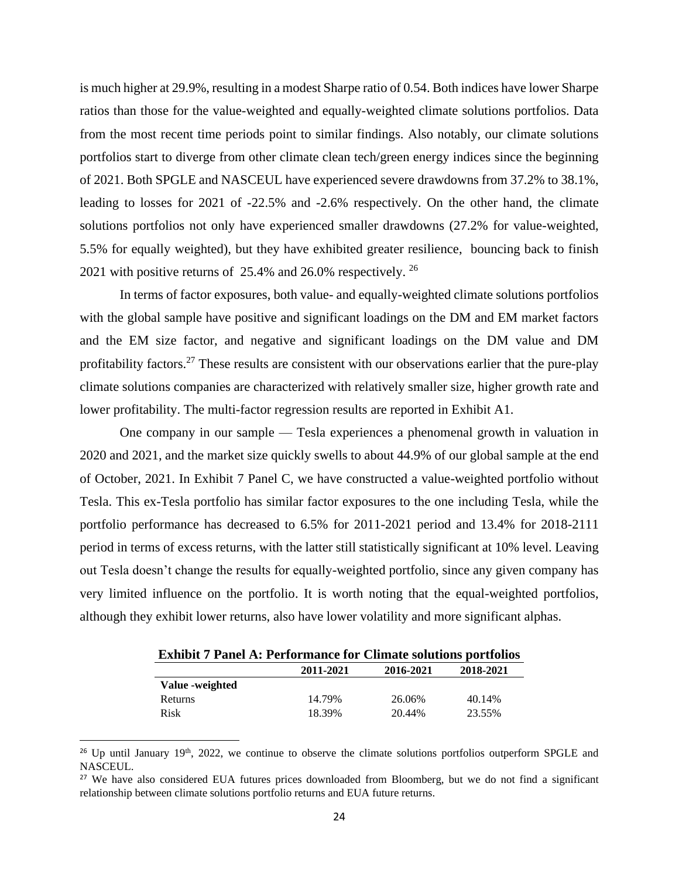is much higher at 29.9%, resulting in a modest Sharpe ratio of 0.54. Both indices have lower Sharpe ratios than those for the value-weighted and equally-weighted climate solutions portfolios. Data from the most recent time periods point to similar findings. Also notably, our climate solutions portfolios start to diverge from other climate clean tech/green energy indices since the beginning of 2021. Both SPGLE and NASCEUL have experienced severe drawdowns from 37.2% to 38.1%, leading to losses for 2021 of -22.5% and -2.6% respectively. On the other hand, the climate solutions portfolios not only have experienced smaller drawdowns (27.2% for value-weighted, 5.5% for equally weighted), but they have exhibited greater resilience, bouncing back to finish 2021 with positive returns of 25.4% and 26.0% respectively. [26]

In terms of factor exposures, both value- and equally-weighted climate solutions portfolios with the global sample have positive and significant loadings on the DM and EM market factors and the EM size factor, and negative and significant loadings on the DM value and DM profitability factors.[27] These results are consistent with our observations earlier that the pure-play climate solutions companies are characterized with relatively smaller size, higher growth rate and lower profitability. The multi-factor regression results are reported in Exhibit A1.

One company in our sample — Tesla experiences a phenomenal growth in valuation in 2020 and 2021, and the market size quickly swells to about 44.9% of our global sample at the end of October, 2021. In Exhibit 7 Panel C, we have constructed a value-weighted portfolio without Tesla. This ex-Tesla portfolio has similar factor exposures to the one including Tesla, while the portfolio performance has decreased to 6.5% for 2011-2021 period and 13.4% for 2018-2111 period in terms of excess returns, with the latter still statistically significant at 10% level. Leaving out Tesla doesn't change the results for equally-weighted portfolio, since any given company has very limited influence on the portfolio. It is worth noting that the equal-weighted portfolios, although they exhibit lower returns, also have lower volatility and more significant alphas.

**Exhibit 7 Panel A: Performance for Climate solutions portfolios**

| | 2011-2021 | 2016-2021 | 2018-2021 |
|---|---|---|---|
| **Value -weighted** | | | |
| Returns | 14.79% | 26.06% | 40.14% |
| Risk | 18.39% | 20.44% | 23.55% |

[26] Up until January 19th, 2022, we continue to observe the climate solutions portfolios outperform SPGLE and NASCEUL.

[27] We have also considered EUA futures prices downloaded from Bloomberg, but we do not find a significant relationship between climate solutions portfolio returns and EUA future returns.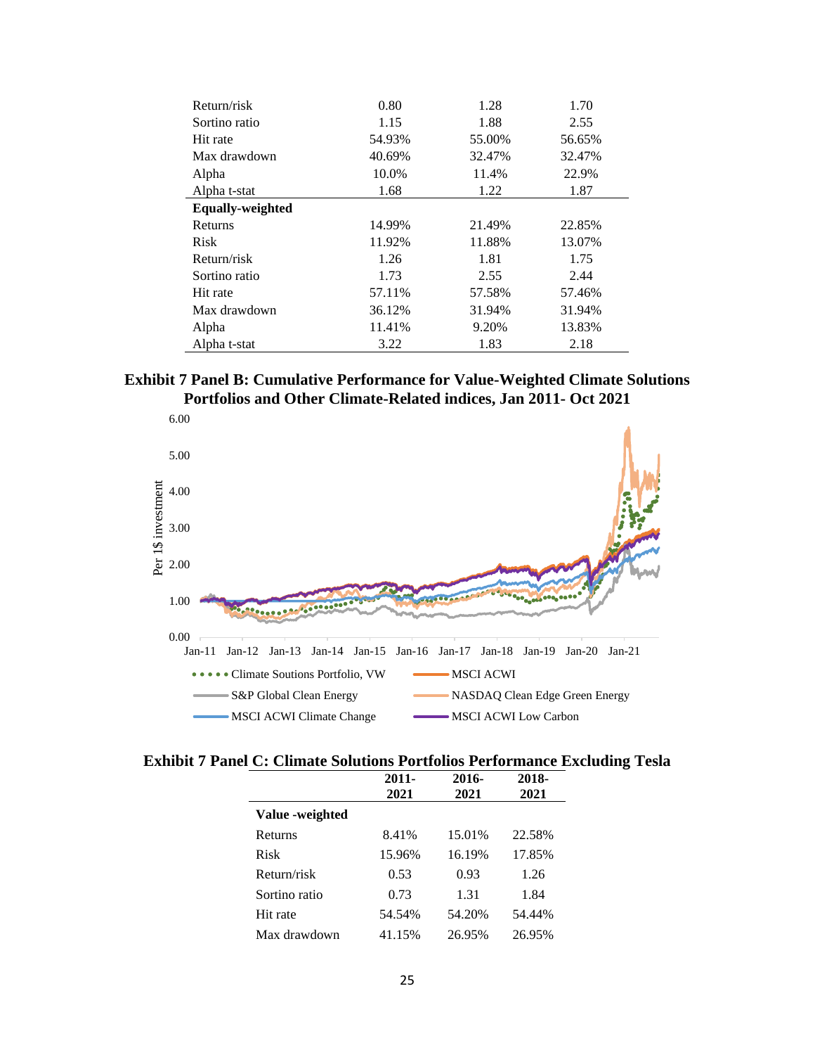| | | | |
|---|---|---|---|
| Return/risk | 0.80 | 1.28 | 1.70 |
| Sortino ratio | 1.15 | 1.88 | 2.55 |
| Hit rate | 54.93% | 55.00% | 56.65% |
| Max drawdown | 40.69% | 32.47% | 32.47% |
| Alpha | 10.0% | 11.4% | 22.9% |
| Alpha t-stat | 1.68 | 1.22 | 1.87 |
| **Equally-weighted** | | | |
| Returns | 14.99% | 21.49% | 22.85% |
| Risk | 11.92% | 11.88% | 13.07% |
| Return/risk | 1.26 | 1.81 | 1.75 |
| Sortino ratio | 1.73 | 2.55 | 2.44 |
| Hit rate | 57.11% | 57.58% | 57.46% |
| Max drawdown | 36.12% | 31.94% | 31.94% |
| Alpha | 11.41% | 9.20% | 13.83% |
| Alpha t-stat | 3.22 | 1.83 | 2.18 |

**Exhibit 7 Panel B: Cumulative Performance for Value-Weighted Climate Solutions Portfolios and Other Climate-Related indices, Jan 2011- Oct 2021**

**Exhibit 7 Panel C: Climate Solutions Portfolios Performance Excluding Tesla**

| | 2011-2021 | 2016-2021 | 2018-2021 |
|---|---|---|---|
| **Value -weighted** | | | |
| Returns | 8.41% | 15.01% | 22.58% |
| Risk | 15.96% | 16.19% | 17.85% |
| Return/risk | 0.53 | 0.93 | 1.26 |
| Sortino ratio | 0.73 | 1.31 | 1.84 |
| Hit rate | 54.54% | 54.20% | 54.44% |
| Max drawdown | 41.15% | 26.95% | 26.95% |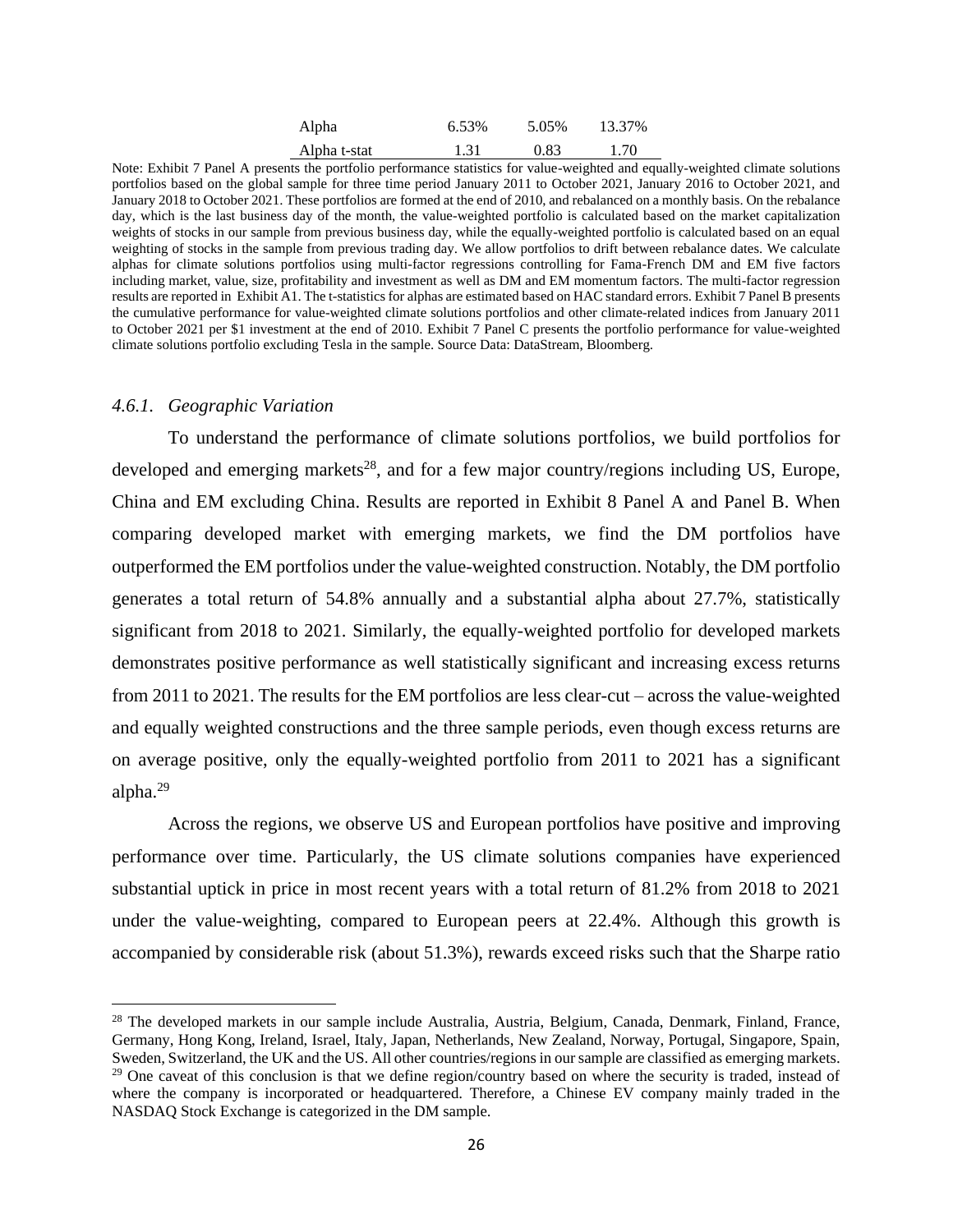| | | | |
|---|---|---|---|
| Alpha | 6.53% | 5.05% | 13.37% |
| Alpha t-stat | 1.31 | 0.83 | 1.70 |

Note: Exhibit 7 Panel A presents the portfolio performance statistics for value-weighted and equally-weighted climate solutions portfolios based on the global sample for three time period January 2011 to October 2021, January 2016 to October 2021, and January 2018 to October 2021. These portfolios are formed at the end of 2010, and rebalanced on a monthly basis. On the rebalance day, which is the last business day of the month, the value-weighted portfolio is calculated based on the market capitalization weights of stocks in our sample from previous business day, while the equally-weighted portfolio is calculated based on an equal weighting of stocks in the sample from previous trading day. We allow portfolios to drift between rebalance dates. We calculate alphas for climate solutions portfolios using multi-factor regressions controlling for Fama-French DM and EM five factors including market, value, size, profitability and investment as well as DM and EM momentum factors. The multi-factor regression results are reported in Exhibit A1. The t-statistics for alphas are estimated based on HAC standard errors. Exhibit 7 Panel B presents the cumulative performance for value-weighted climate solutions portfolios and other climate-related indices from January 2011 to October 2021 per $1 investment at the end of 2010. Exhibit 7 Panel C presents the portfolio performance for value-weighted climate solutions portfolio excluding Tesla in the sample. Source Data: DataStream, Bloomberg.

#### *4.6.1. Geographic Variation*

To understand the performance of climate solutions portfolios, we build portfolios for developed and emerging markets[28], and for a few major country/regions including US, Europe, China and EM excluding China. Results are reported in Exhibit 8 Panel A and Panel B. When comparing developed market with emerging markets, we find the DM portfolios have outperformed the EM portfolios under the value-weighted construction. Notably, the DM portfolio generates a total return of 54.8% annually and a substantial alpha about 27.7%, statistically significant from 2018 to 2021. Similarly, the equally-weighted portfolio for developed markets demonstrates positive performance as well statistically significant and increasing excess returns from 2011 to 2021. The results for the EM portfolios are less clear-cut – across the value-weighted and equally weighted constructions and the three sample periods, even though excess returns are on average positive, only the equally-weighted portfolio from 2011 to 2021 has a significant alpha.[29]

Across the regions, we observe US and European portfolios have positive and improving performance over time. Particularly, the US climate solutions companies have experienced substantial uptick in price in most recent years with a total return of 81.2% from 2018 to 2021 under the value-weighting, compared to European peers at 22.4%. Although this growth is accompanied by considerable risk (about 51.3%), rewards exceed risks such that the Sharpe ratio

---

[28] The developed markets in our sample include Australia, Austria, Belgium, Canada, Denmark, Finland, France, Germany, Hong Kong, Ireland, Israel, Italy, Japan, Netherlands, New Zealand, Norway, Portugal, Singapore, Spain, Sweden, Switzerland, the UK and the US. All other countries/regions in our sample are classified as emerging markets.

[29] One caveat of this conclusion is that we define region/country based on where the security is traded, instead of where the company is incorporated or headquartered. Therefore, a Chinese EV company mainly traded in the NASDAQ Stock Exchange is categorized in the DM sample.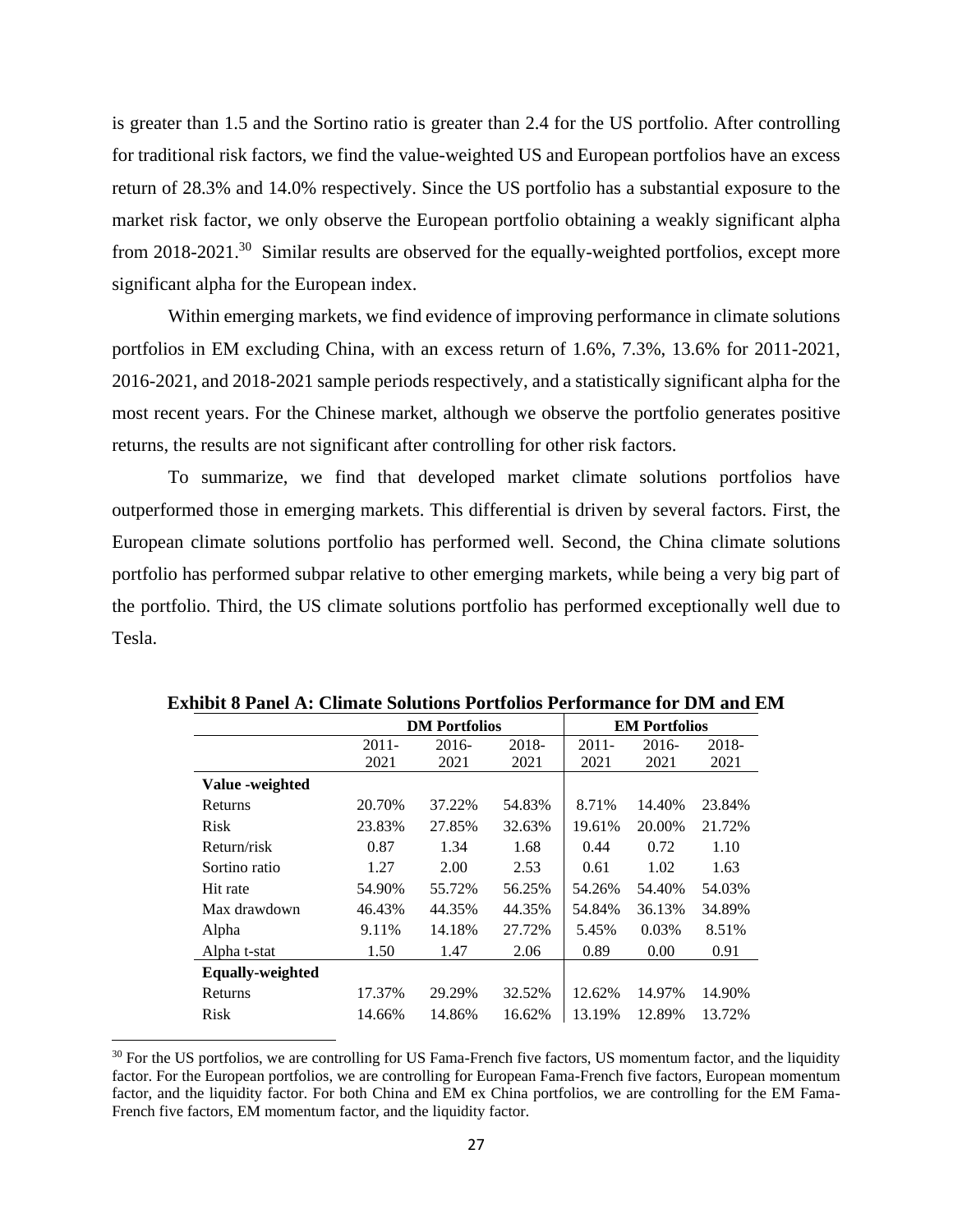is greater than 1.5 and the Sortino ratio is greater than 2.4 for the US portfolio. After controlling for traditional risk factors, we find the value-weighted US and European portfolios have an excess return of 28.3% and 14.0% respectively. Since the US portfolio has a substantial exposure to the market risk factor, we only observe the European portfolio obtaining a weakly significant alpha from 2018-2021.[30] Similar results are observed for the equally-weighted portfolios, except more significant alpha for the European index.

Within emerging markets, we find evidence of improving performance in climate solutions portfolios in EM excluding China, with an excess return of 1.6%, 7.3%, 13.6% for 2011-2021, 2016-2021, and 2018-2021 sample periods respectively, and a statistically significant alpha for the most recent years. For the Chinese market, although we observe the portfolio generates positive returns, the results are not significant after controlling for other risk factors.

To summarize, we find that developed market climate solutions portfolios have outperformed those in emerging markets. This differential is driven by several factors. First, the European climate solutions portfolio has performed well. Second, the China climate solutions portfolio has performed subpar relative to other emerging markets, while being a very big part of the portfolio. Third, the US climate solutions portfolio has performed exceptionally well due to Tesla.

**Exhibit 8 Panel A: Climate Solutions Portfolios Performance for DM and EM**

| | DM Portfolios | | | EM Portfolios | | |
|---|---|---|---|---|---|---|
| | 2011-2021 | 2016-2021 | 2018-2021 | 2011-2021 | 2016-2021 | 2018-2021 |
| **Value -weighted** | | | | | | |
| Returns | 20.70% | 37.22% | 54.83% | 8.71% | 14.40% | 23.84% |
| Risk | 23.83% | 27.85% | 32.63% | 19.61% | 20.00% | 21.72% |
| Return/risk | 0.87 | 1.34 | 1.68 | 0.44 | 0.72 | 1.10 |
| Sortino ratio | 1.27 | 2.00 | 2.53 | 0.61 | 1.02 | 1.63 |
| Hit rate | 54.90% | 55.72% | 56.25% | 54.26% | 54.40% | 54.03% |
| Max drawdown | 46.43% | 44.35% | 44.35% | 54.84% | 36.13% | 34.89% |
| Alpha | 9.11% | 14.18% | 27.72% | 5.45% | 0.03% | 8.51% |
| Alpha t-stat | 1.50 | 1.47 | 2.06 | 0.89 | 0.00 | 0.91 |
| **Equally-weighted** | | | | | | |
| Returns | 17.37% | 29.29% | 32.52% | 12.62% | 14.97% | 14.90% |
| Risk | 14.66% | 14.86% | 16.62% | 13.19% | 12.89% | 13.72% |

[30] For the US portfolios, we are controlling for US Fama-French five factors, US momentum factor, and the liquidity factor. For the European portfolios, we are controlling for European Fama-French five factors, European momentum factor, and the liquidity factor. For both China and EM ex China portfolios, we are controlling for the EM Fama-French five factors, EM momentum factor, and the liquidity factor.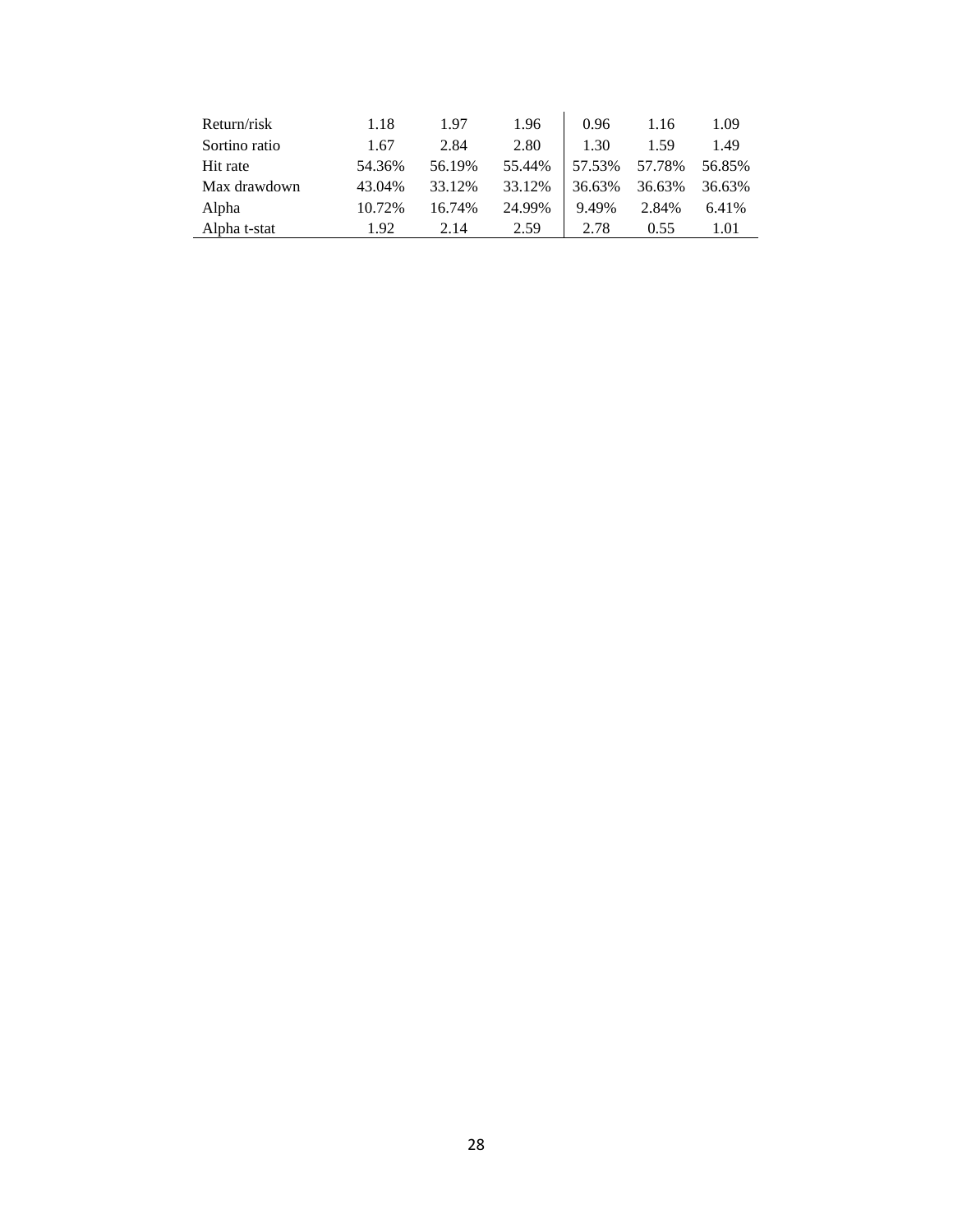| | | | | | | |
|---|---|---|---|---|---|---|
| Return/risk | 1.18 | 1.97 | 1.96 | 0.96 | 1.16 | 1.09 |
| Sortino ratio | 1.67 | 2.84 | 2.80 | 1.30 | 1.59 | 1.49 |
| Hit rate | 54.36% | 56.19% | 55.44% | 57.53% | 57.78% | 56.85% |
| Max drawdown | 43.04% | 33.12% | 33.12% | 36.63% | 36.63% | 36.63% |
| Alpha | 10.72% | 16.74% | 24.99% | 9.49% | 2.84% | 6.41% |
| Alpha t-stat | 1.92 | 2.14 | 2.59 | 2.78 | 0.55 | 1.01 |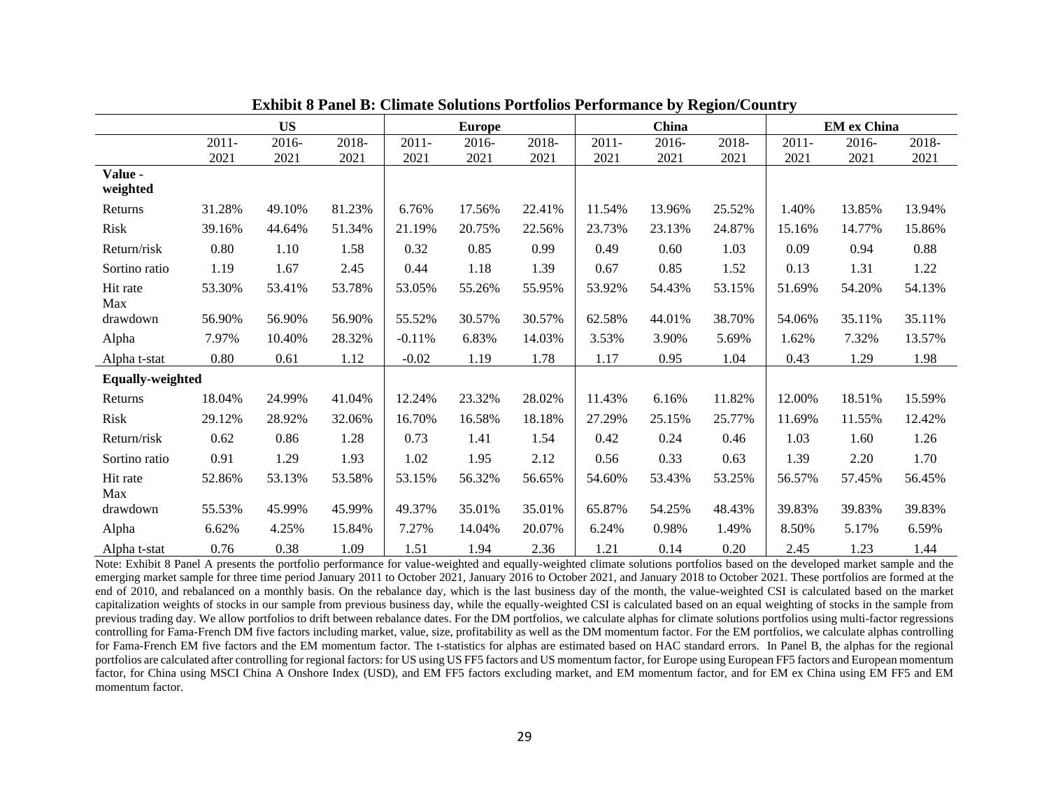**Exhibit 8 Panel B: Climate Solutions Portfolios Performance by Region/Country**

| | US | | | Europe | | | China | | | EM ex China | | |
|---|---|---|---|---|---|---|---|---|---|---|---|---|
| | 2011-2021 | 2016-2021 | 2018-2021 | 2011-2021 | 2016-2021 | 2018-2021 | 2011-2021 | 2016-2021 | 2018-2021 | 2011-2021 | 2016-2021 | 2018-2021 |
| **Value - weighted** | | | | | | | | | | | | |
| Returns | 31.28% | 49.10% | 81.23% | 6.76% | 17.56% | 22.41% | 11.54% | 13.96% | 25.52% | 1.40% | 13.85% | 13.94% |
| Risk | 39.16% | 44.64% | 51.34% | 21.19% | 20.75% | 22.56% | 23.73% | 23.13% | 24.87% | 15.16% | 14.77% | 15.86% |
| Return/risk | 0.80 | 1.10 | 1.58 | 0.32 | 0.85 | 0.99 | 0.49 | 0.60 | 1.03 | 0.09 | 0.94 | 0.88 |
| Sortino ratio | 1.19 | 1.67 | 2.45 | 0.44 | 1.18 | 1.39 | 0.67 | 0.85 | 1.52 | 0.13 | 1.31 | 1.22 |
| Hit rate | 53.30% | 53.41% | 53.78% | 53.05% | 55.26% | 55.95% | 53.92% | 54.43% | 53.15% | 51.69% | 54.20% | 54.13% |
| Max drawdown | 56.90% | 56.90% | 56.90% | 55.52% | 30.57% | 30.57% | 62.58% | 44.01% | 38.70% | 54.06% | 35.11% | 35.11% |
| Alpha | 7.97% | 10.40% | 28.32% | -0.11% | 6.83% | 14.03% | 3.53% | 3.90% | 5.69% | 1.62% | 7.32% | 13.57% |
| Alpha t-stat | 0.80 | 0.61 | 1.12 | -0.02 | 1.19 | 1.78 | 1.17 | 0.95 | 1.04 | 0.43 | 1.29 | 1.98 |
| **Equally-weighted** | | | | | | | | | | | | |
| Returns | 18.04% | 24.99% | 41.04% | 12.24% | 23.32% | 28.02% | 11.43% | 6.16% | 11.82% | 12.00% | 18.51% | 15.59% |
| Risk | 29.12% | 28.92% | 32.06% | 16.70% | 16.58% | 18.18% | 27.29% | 25.15% | 25.77% | 11.69% | 11.55% | 12.42% |
| Return/risk | 0.62 | 0.86 | 1.28 | 0.73 | 1.41 | 1.54 | 0.42 | 0.24 | 0.46 | 1.03 | 1.60 | 1.26 |
| Sortino ratio | 0.91 | 1.29 | 1.93 | 1.02 | 1.95 | 2.12 | 0.56 | 0.33 | 0.63 | 1.39 | 2.20 | 1.70 |
| Hit rate | 52.86% | 53.13% | 53.58% | 53.15% | 56.32% | 56.65% | 54.60% | 53.43% | 53.25% | 56.57% | 57.45% | 56.45% |
| Max drawdown | 55.53% | 45.99% | 45.99% | 49.37% | 35.01% | 35.01% | 65.87% | 54.25% | 48.43% | 39.83% | 39.83% | 39.83% |
| Alpha | 6.62% | 4.25% | 15.84% | 7.27% | 14.04% | 20.07% | 6.24% | 0.98% | 1.49% | 8.50% | 5.17% | 6.59% |
| Alpha t-stat | 0.76 | 0.38 | 1.09 | 1.51 | 1.94 | 2.36 | 1.21 | 0.14 | 0.20 | 2.45 | 1.23 | 1.44 |

Note: Exhibit 8 Panel A presents the portfolio performance for value-weighted and equally-weighted climate solutions portfolios based on the developed market sample and the emerging market sample for three time period January 2011 to October 2021, January 2016 to October 2021, and January 2018 to October 2021. These portfolios are formed at the end of 2010, and rebalanced on a monthly basis. On the rebalance day, which is the last business day of the month, the value-weighted CSI is calculated based on the market capitalization weights of stocks in our sample from previous business day, while the equally-weighted CSI is calculated based on an equal weighting of stocks in the sample from previous trading day. We allow portfolios to drift between rebalance dates. For the DM portfolios, we calculate alphas for climate solutions portfolios using multi-factor regressions controlling for Fama-French DM five factors including market, value, size, profitability as well as the DM momentum factor. For the EM portfolios, we calculate alphas controlling for Fama-French EM five factors and the EM momentum factor. The t-statistics for alphas are estimated based on HAC standard errors. In Panel B, the alphas for the regional portfolios are calculated after controlling for regional factors: for US using US FF5 factors and US momentum factor, for Europe using European FF5 factors and European momentum factor, for China using MSCI China A Onshore Index (USD), and EM FF5 factors excluding market, and EM momentum factor, and for EM ex China using EM FF5 and EM momentum factor.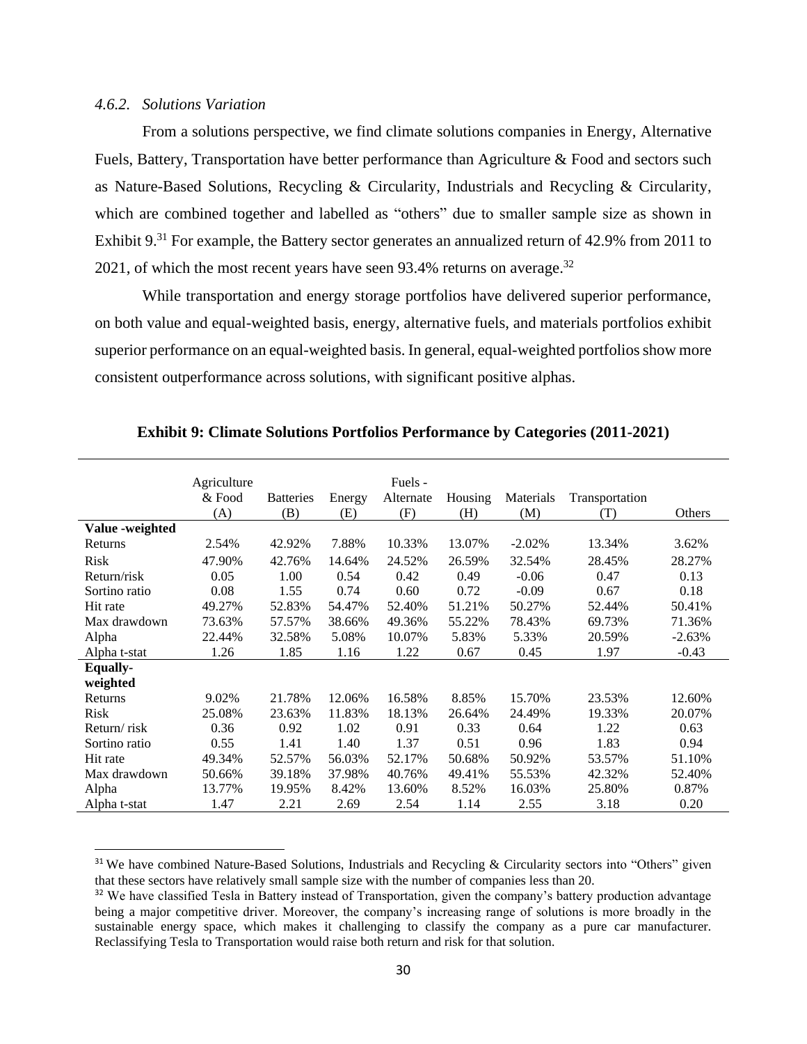### *4.6.2. Solutions Variation*

From a solutions perspective, we find climate solutions companies in Energy, Alternative Fuels, Battery, Transportation have better performance than Agriculture & Food and sectors such as Nature-Based Solutions, Recycling & Circularity, Industrials and Recycling & Circularity, which are combined together and labelled as "others" due to smaller sample size as shown in Exhibit 9.[31] For example, the Battery sector generates an annualized return of 42.9% from 2011 to 2021, of which the most recent years have seen 93.4% returns on average.[32]

While transportation and energy storage portfolios have delivered superior performance, on both value and equal-weighted basis, energy, alternative fuels, and materials portfolios exhibit superior performance on an equal-weighted basis. In general, equal-weighted portfolios show more consistent outperformance across solutions, with significant positive alphas.

**Exhibit 9: Climate Solutions Portfolios Performance by Categories (2011-2021)**

| | Agriculture & Food (A) | Batteries (B) | Energy (E) | Fuels - Alternate (F) | Housing (H) | Materials (M) | Transportation (T) | Others |
|---|---|---|---|---|---|---|---|---|
| **Value -weighted** | | | | | | | | |
| Returns | 2.54% | 42.92% | 7.88% | 10.33% | 13.07% | -2.02% | 13.34% | 3.62% |
| Risk | 47.90% | 42.76% | 14.64% | 24.52% | 26.59% | 32.54% | 28.45% | 28.27% |
| Return/risk | 0.05 | 1.00 | 0.54 | 0.42 | 0.49 | -0.06 | 0.47 | 0.13 |
| Sortino ratio | 0.08 | 1.55 | 0.74 | 0.60 | 0.72 | -0.09 | 0.67 | 0.18 |
| Hit rate | 49.27% | 52.83% | 54.47% | 52.40% | 51.21% | 50.27% | 52.44% | 50.41% |
| Max drawdown | 73.63% | 57.57% | 38.66% | 49.36% | 55.22% | 78.43% | 69.73% | 71.36% |
| Alpha | 22.44% | 32.58% | 5.08% | 10.07% | 5.83% | 5.33% | 20.59% | -2.63% |
| Alpha t-stat | 1.26 | 1.85 | 1.16 | 1.22 | 0.67 | 0.45 | 1.97 | -0.43 |
| **Equally-weighted** | | | | | | | | |
| Returns | 9.02% | 21.78% | 12.06% | 16.58% | 8.85% | 15.70% | 23.53% | 12.60% |
| Risk | 25.08% | 23.63% | 11.83% | 18.13% | 26.64% | 24.49% | 19.33% | 20.07% |
| Return/ risk | 0.36 | 0.92 | 1.02 | 0.91 | 0.33 | 0.64 | 1.22 | 0.63 |
| Sortino ratio | 0.55 | 1.41 | 1.40 | 1.37 | 0.51 | 0.96 | 1.83 | 0.94 |
| Hit rate | 49.34% | 52.57% | 56.03% | 52.17% | 50.68% | 50.92% | 53.57% | 51.10% |
| Max drawdown | 50.66% | 39.18% | 37.98% | 40.76% | 49.41% | 55.53% | 42.32% | 52.40% |
| Alpha | 13.77% | 19.95% | 8.42% | 13.60% | 8.52% | 16.03% | 25.80% | 0.87% |
| Alpha t-stat | 1.47 | 2.21 | 2.69 | 2.54 | 1.14 | 2.55 | 3.18 | 0.20 |

[31] We have combined Nature-Based Solutions, Industrials and Recycling & Circularity sectors into "Others" given that these sectors have relatively small sample size with the number of companies less than 20.

[32] We have classified Tesla in Battery instead of Transportation, given the company's battery production advantage being a major competitive driver. Moreover, the company's increasing range of solutions is more broadly in the sustainable energy space, which makes it challenging to classify the company as a pure car manufacturer. Reclassifying Tesla to Transportation would raise both return and risk for that solution.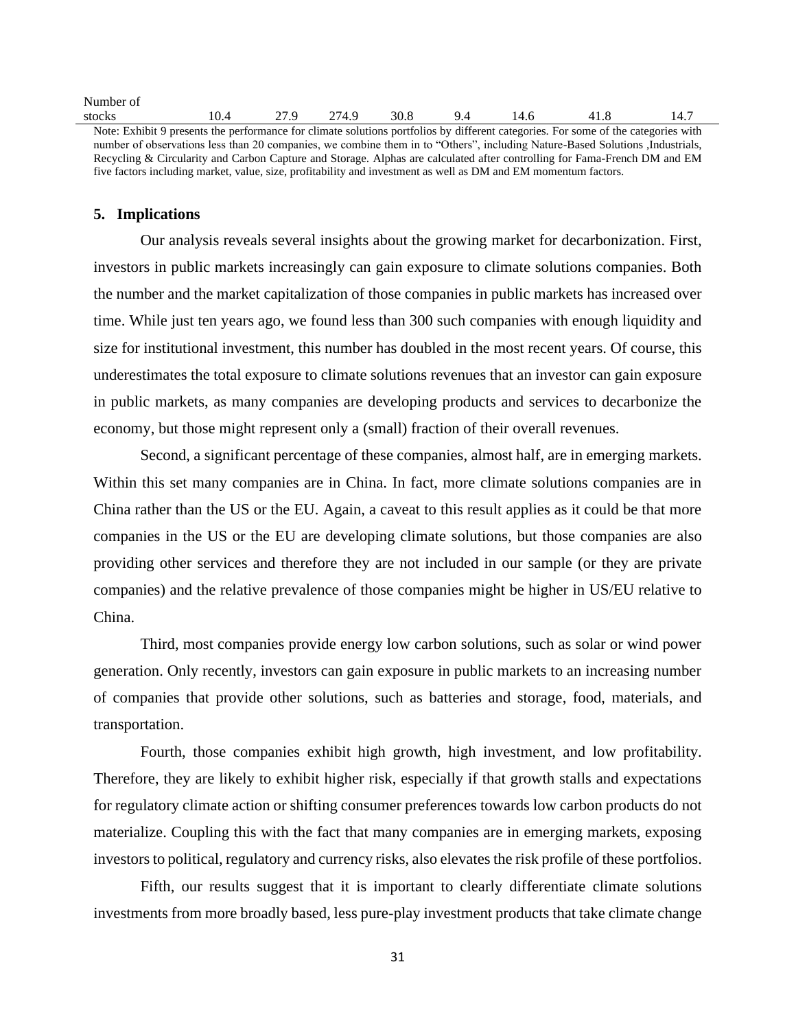| Number of stocks | 10.4 | 27.9 | 274.9 | 30.8 | 9.4 | 14.6 | 41.8 | 14.7 |
|---|---|---|---|---|---|---|---|---|

Note: Exhibit 9 presents the performance for climate solutions portfolios by different categories. For some of the categories with number of observations less than 20 companies, we combine them in to "Others", including Nature-Based Solutions ,Industrials, Recycling & Circularity and Carbon Capture and Storage. Alphas are calculated after controlling for Fama-French DM and EM five factors including market, value, size, profitability and investment as well as DM and EM momentum factors.

## 5. Implications

Our analysis reveals several insights about the growing market for decarbonization. First, investors in public markets increasingly can gain exposure to climate solutions companies. Both the number and the market capitalization of those companies in public markets has increased over time. While just ten years ago, we found less than 300 such companies with enough liquidity and size for institutional investment, this number has doubled in the most recent years. Of course, this underestimates the total exposure to climate solutions revenues that an investor can gain exposure in public markets, as many companies are developing products and services to decarbonize the economy, but those might represent only a (small) fraction of their overall revenues.

Second, a significant percentage of these companies, almost half, are in emerging markets. Within this set many companies are in China. In fact, more climate solutions companies are in China rather than the US or the EU. Again, a caveat to this result applies as it could be that more companies in the US or the EU are developing climate solutions, but those companies are also providing other services and therefore they are not included in our sample (or they are private companies) and the relative prevalence of those companies might be higher in US/EU relative to China.

Third, most companies provide energy low carbon solutions, such as solar or wind power generation. Only recently, investors can gain exposure in public markets to an increasing number of companies that provide other solutions, such as batteries and storage, food, materials, and transportation.

Fourth, those companies exhibit high growth, high investment, and low profitability. Therefore, they are likely to exhibit higher risk, especially if that growth stalls and expectations for regulatory climate action or shifting consumer preferences towards low carbon products do not materialize. Coupling this with the fact that many companies are in emerging markets, exposing investors to political, regulatory and currency risks, also elevates the risk profile of these portfolios.

Fifth, our results suggest that it is important to clearly differentiate climate solutions investments from more broadly based, less pure-play investment products that take climate change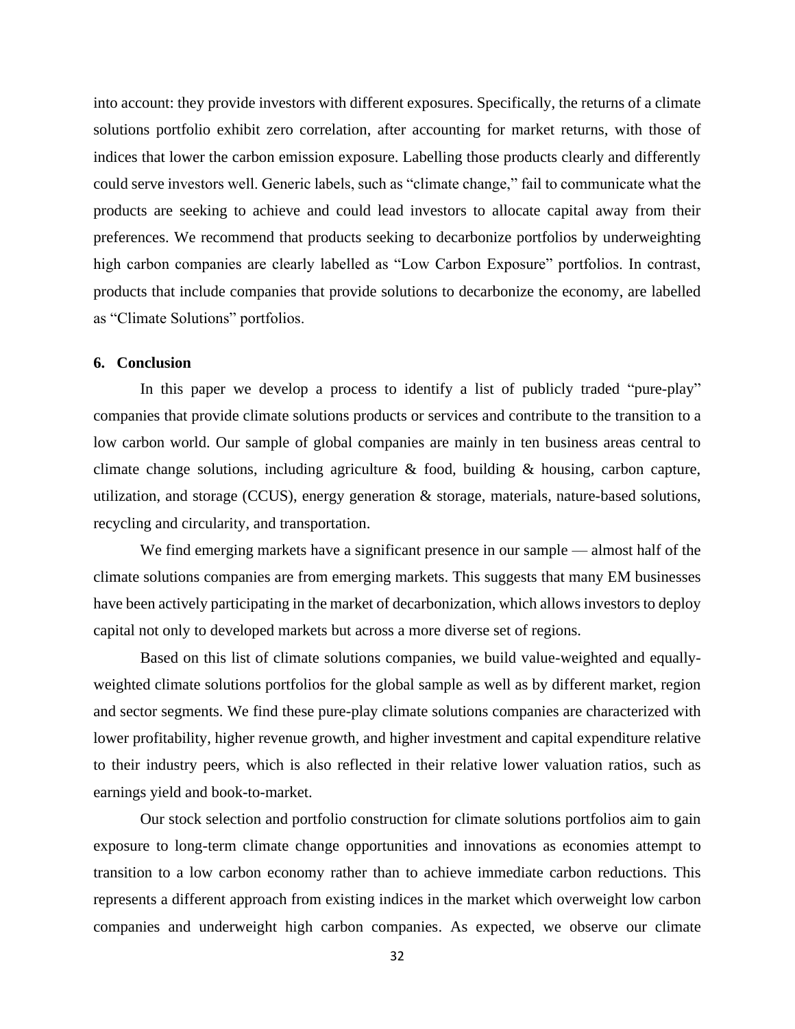into account: they provide investors with different exposures. Specifically, the returns of a climate solutions portfolio exhibit zero correlation, after accounting for market returns, with those of indices that lower the carbon emission exposure. Labelling those products clearly and differently could serve investors well. Generic labels, such as "climate change," fail to communicate what the products are seeking to achieve and could lead investors to allocate capital away from their preferences. We recommend that products seeking to decarbonize portfolios by underweighting high carbon companies are clearly labelled as "Low Carbon Exposure" portfolios. In contrast, products that include companies that provide solutions to decarbonize the economy, are labelled as "Climate Solutions" portfolios.

## 6. Conclusion

In this paper we develop a process to identify a list of publicly traded "pure-play" companies that provide climate solutions products or services and contribute to the transition to a low carbon world. Our sample of global companies are mainly in ten business areas central to climate change solutions, including agriculture & food, building & housing, carbon capture, utilization, and storage (CCUS), energy generation & storage, materials, nature-based solutions, recycling and circularity, and transportation.

We find emerging markets have a significant presence in our sample — almost half of the climate solutions companies are from emerging markets. This suggests that many EM businesses have been actively participating in the market of decarbonization, which allows investors to deploy capital not only to developed markets but across a more diverse set of regions.

Based on this list of climate solutions companies, we build value-weighted and equally-weighted climate solutions portfolios for the global sample as well as by different market, region and sector segments. We find these pure-play climate solutions companies are characterized with lower profitability, higher revenue growth, and higher investment and capital expenditure relative to their industry peers, which is also reflected in their relative lower valuation ratios, such as earnings yield and book-to-market.

Our stock selection and portfolio construction for climate solutions portfolios aim to gain exposure to long-term climate change opportunities and innovations as economies attempt to transition to a low carbon economy rather than to achieve immediate carbon reductions. This represents a different approach from existing indices in the market which overweight low carbon companies and underweight high carbon companies. As expected, we observe our climate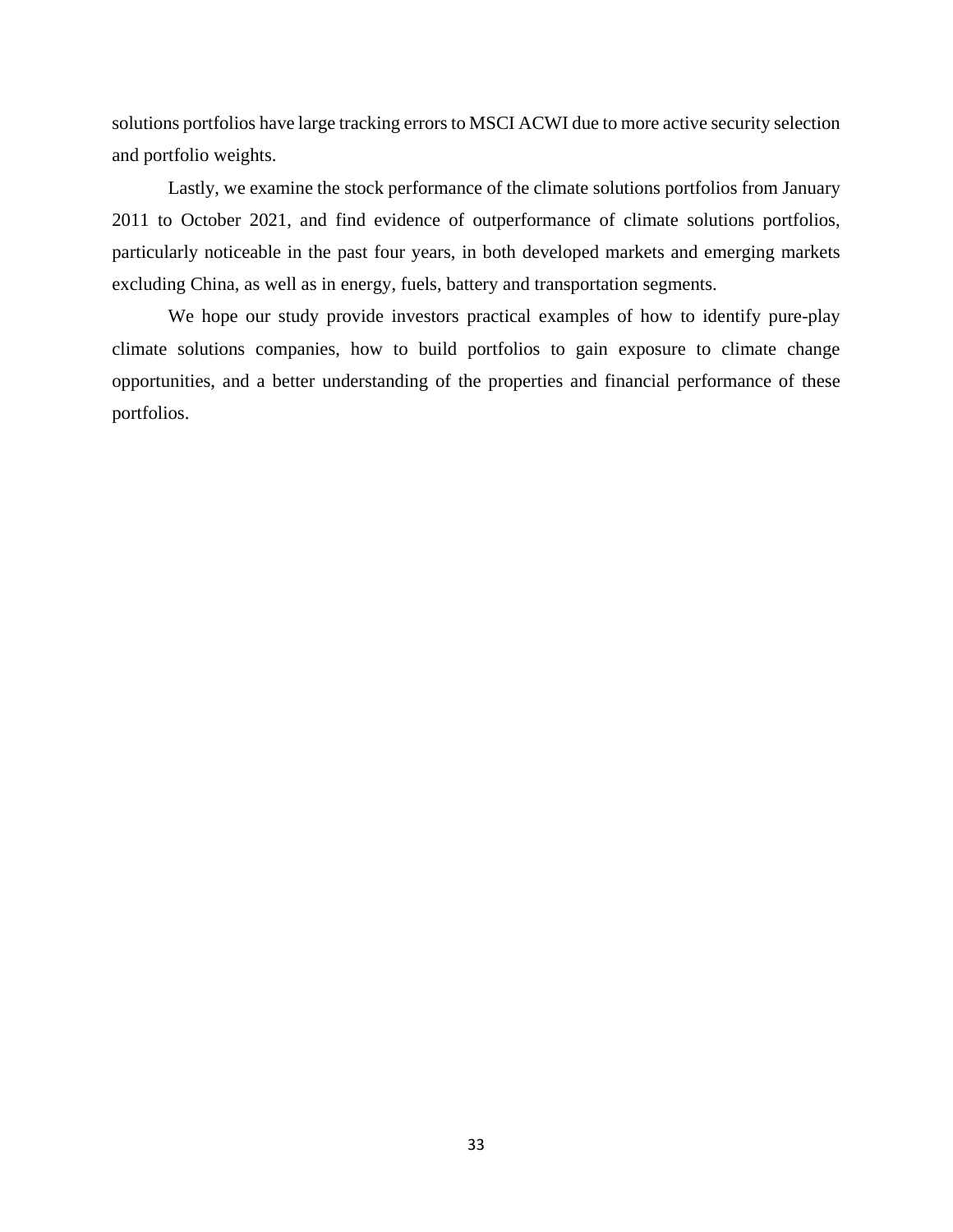solutions portfolios have large tracking errors to MSCI ACWI due to more active security selection and portfolio weights.

Lastly, we examine the stock performance of the climate solutions portfolios from January 2011 to October 2021, and find evidence of outperformance of climate solutions portfolios, particularly noticeable in the past four years, in both developed markets and emerging markets excluding China, as well as in energy, fuels, battery and transportation segments.

We hope our study provide investors practical examples of how to identify pure-play climate solutions companies, how to build portfolios to gain exposure to climate change opportunities, and a better understanding of the properties and financial performance of these portfolios.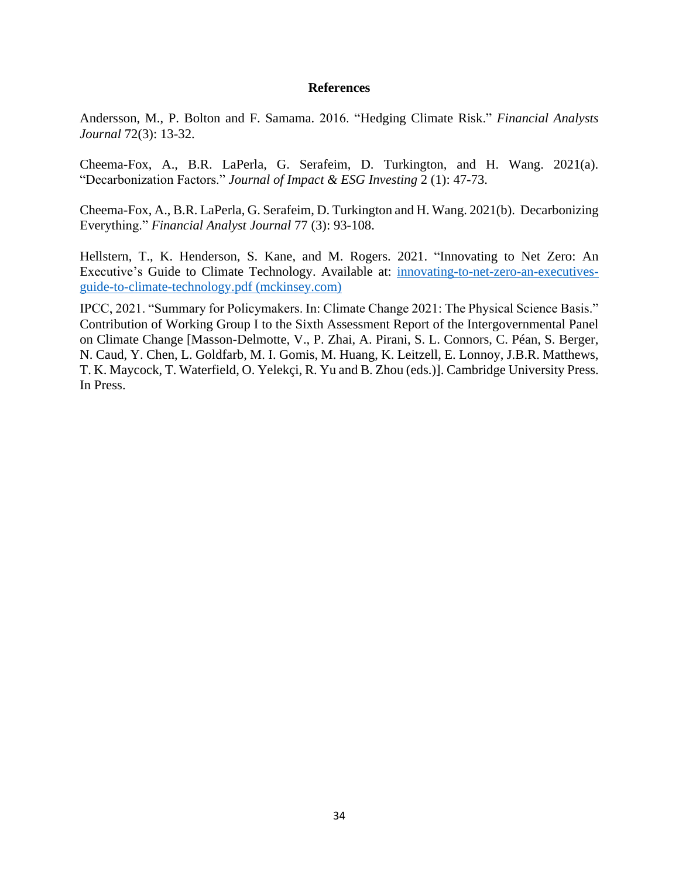# References

Andersson, M., P. Bolton and F. Samama. 2016. "Hedging Climate Risk." *Financial Analysts Journal* 72(3): 13-32.

Cheema-Fox, A., B.R. LaPerla, G. Serafeim, D. Turkington, and H. Wang. 2021(a). "Decarbonization Factors." *Journal of Impact & ESG Investing* 2 (1): 47-73.

Cheema-Fox, A., B.R. LaPerla, G. Serafeim, D. Turkington and H. Wang. 2021(b). Decarbonizing Everything." *Financial Analyst Journal* 77 (3): 93-108.

Hellstern, T., K. Henderson, S. Kane, and M. Rogers. 2021. "Innovating to Net Zero: An Executive's Guide to Climate Technology. Available at: innovating-to-net-zero-an-executives-guide-to-climate-technology.pdf (mckinsey.com)

IPCC, 2021. "Summary for Policymakers. In: Climate Change 2021: The Physical Science Basis." Contribution of Working Group I to the Sixth Assessment Report of the Intergovernmental Panel on Climate Change [Masson-Delmotte, V., P. Zhai, A. Pirani, S. L. Connors, C. Péan, S. Berger, N. Caud, Y. Chen, L. Goldfarb, M. I. Gomis, M. Huang, K. Leitzell, E. Lonnoy, J.B.R. Matthews, T. K. Maycock, T. Waterfield, O. Yelekçi, R. Yu and B. Zhou (eds.)]. Cambridge University Press. In Press.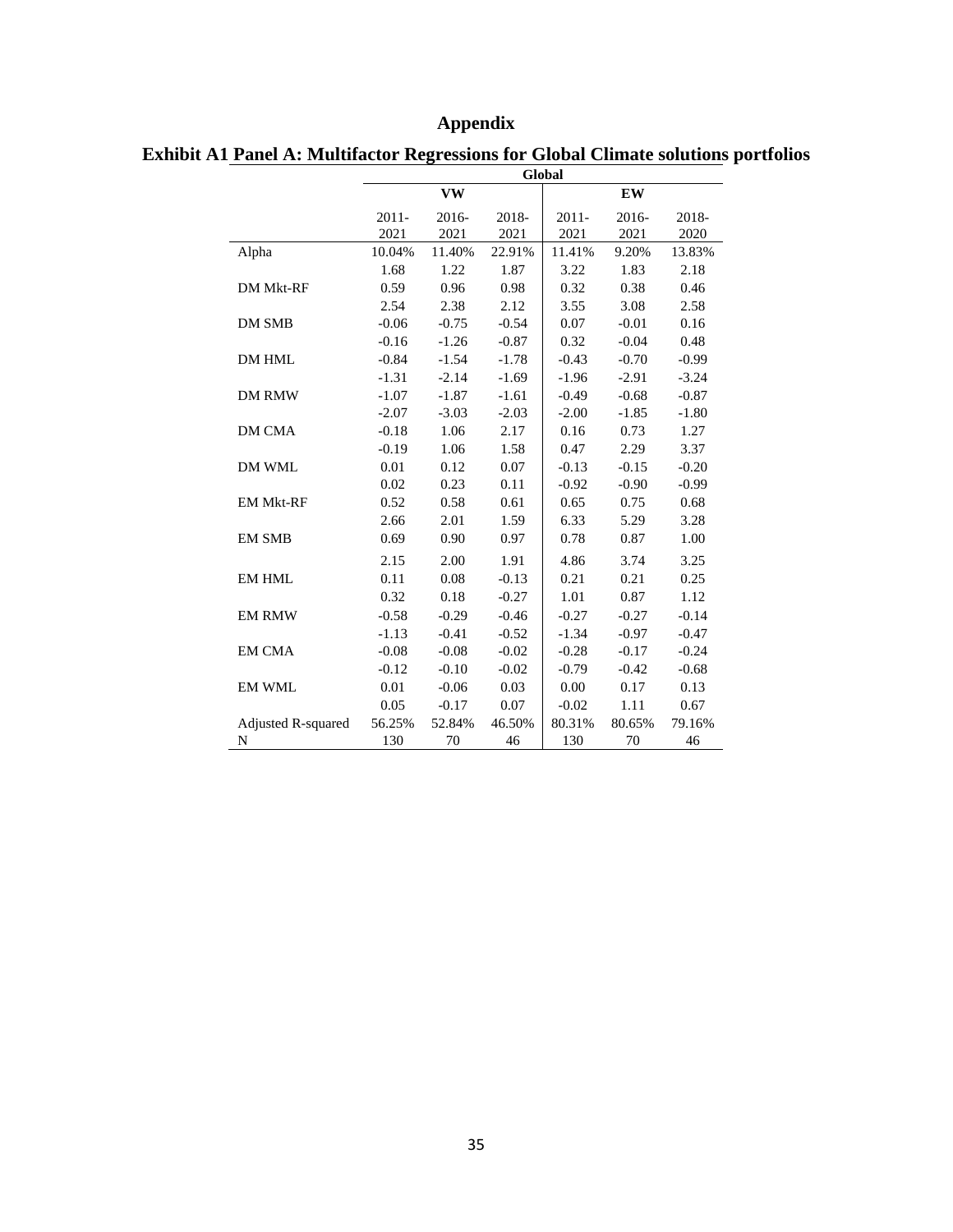# Appendix

## Exhibit A1 Panel A: Multifactor Regressions for Global Climate solutions portfolios

| | Global | | | | | |
|---|---|---|---|---|---|---|
| | VW | | | EW | | |
| | 2011-2021 | 2016-2021 | 2018-2021 | 2011-2021 | 2016-2021 | 2018-2020 |
| Alpha | 10.04% | 11.40% | 22.91% | 11.41% | 9.20% | 13.83% |
| | 1.68 | 1.22 | 1.87 | 3.22 | 1.83 | 2.18 |
| DM Mkt-RF | 0.59 | 0.96 | 0.98 | 0.32 | 0.38 | 0.46 |
| | 2.54 | 2.38 | 2.12 | 3.55 | 3.08 | 2.58 |
| DM SMB | -0.06 | -0.75 | -0.54 | 0.07 | -0.01 | 0.16 |
| | -0.16 | -1.26 | -0.87 | 0.32 | -0.04 | 0.48 |
| DM HML | -0.84 | -1.54 | -1.78 | -0.43 | -0.70 | -0.99 |
| | -1.31 | -2.14 | -1.69 | -1.96 | -2.91 | -3.24 |
| DM RMW | -1.07 | -1.87 | -1.61 | -0.49 | -0.68 | -0.87 |
| | -2.07 | -3.03 | -2.03 | -2.00 | -1.85 | -1.80 |
| DM CMA | -0.18 | 1.06 | 2.17 | 0.16 | 0.73 | 1.27 |
| | -0.19 | 1.06 | 1.58 | 0.47 | 2.29 | 3.37 |
| DM WML | 0.01 | 0.12 | 0.07 | -0.13 | -0.15 | -0.20 |
| | 0.02 | 0.23 | 0.11 | -0.92 | -0.90 | -0.99 |
| EM Mkt-RF | 0.52 | 0.58 | 0.61 | 0.65 | 0.75 | 0.68 |
| | 2.66 | 2.01 | 1.59 | 6.33 | 5.29 | 3.28 |
| EM SMB | 0.69 | 0.90 | 0.97 | 0.78 | 0.87 | 1.00 |
| | 2.15 | 2.00 | 1.91 | 4.86 | 3.74 | 3.25 |
| EM HML | 0.11 | 0.08 | -0.13 | 0.21 | 0.21 | 0.25 |
| | 0.32 | 0.18 | -0.27 | 1.01 | 0.87 | 1.12 |
| EM RMW | -0.58 | -0.29 | -0.46 | -0.27 | -0.27 | -0.14 |
| | -1.13 | -0.41 | -0.52 | -1.34 | -0.97 | -0.47 |
| EM CMA | -0.08 | -0.08 | -0.02 | -0.28 | -0.17 | -0.24 |
| | -0.12 | -0.10 | -0.02 | -0.79 | -0.42 | -0.68 |
| EM WML | 0.01 | -0.06 | 0.03 | 0.00 | 0.17 | 0.13 |
| | 0.05 | -0.17 | 0.07 | -0.02 | 1.11 | 0.67 |
| Adjusted R-squared | 56.25% | 52.84% | 46.50% | 80.31% | 80.65% | 79.16% |
| N | 130 | 70 | 46 | 130 | 70 | 46 |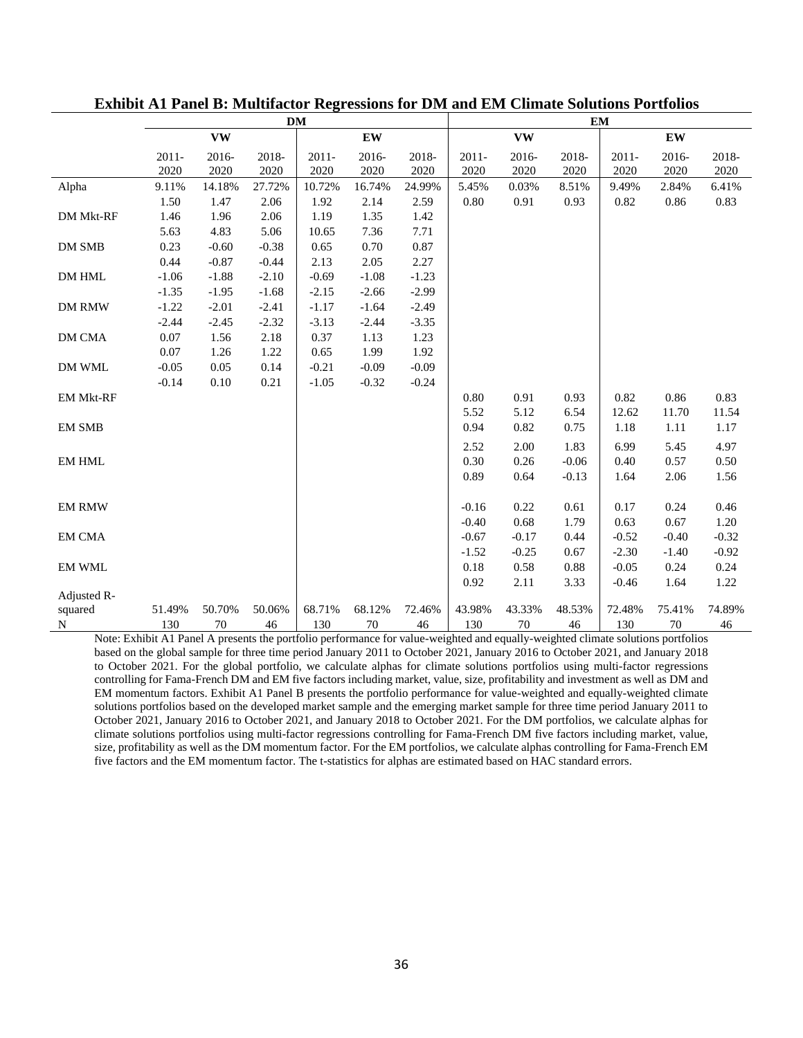**Exhibit A1 Panel B: Multifactor Regressions for DM and EM Climate Solutions Portfolios**

| | DM | | | | | | EM | | | | | |
|---|---|---|---|---|---|---|---|---|---|---|---|---|
| | VW | | | EW | | | VW | | | EW | | |
| | 2011-2020 | 2016-2020 | 2018-2020 | 2011-2020 | 2016-2020 | 2018-2020 | 2011-2020 | 2016-2020 | 2018-2020 | 2011-2020 | 2016-2020 | 2018-2020 |
| Alpha | 9.11% | 14.18% | 27.72% | 10.72% | 16.74% | 24.99% | 5.45% | 0.03% | 8.51% | 9.49% | 2.84% | 6.41% |
| | 1.50 | 1.47 | 2.06 | 1.92 | 2.14 | 2.59 | 0.80 | 0.91 | 0.93 | 0.82 | 0.86 | 0.83 |
| DM Mkt-RF | 1.46 | 1.96 | 2.06 | 1.19 | 1.35 | 1.42 | | | | | | |
| | 5.63 | 4.83 | 5.06 | 10.65 | 7.36 | 7.71 | | | | | | |
| DM SMB | 0.23 | -0.60 | -0.38 | 0.65 | 0.70 | 0.87 | | | | | | |
| | 0.44 | -0.87 | -0.44 | 2.13 | 2.05 | 2.27 | | | | | | |
| DM HML | -1.06 | -1.88 | -2.10 | -0.69 | -1.08 | -1.23 | | | | | | |
| | -1.35 | -1.95 | -1.68 | -2.15 | -2.66 | -2.99 | | | | | | |
| DM RMW | -1.22 | -2.01 | -2.41 | -1.17 | -1.64 | -2.49 | | | | | | |
| | -2.44 | -2.45 | -2.32 | -3.13 | -2.44 | -3.35 | | | | | | |
| DM CMA | 0.07 | 1.56 | 2.18 | 0.37 | 1.13 | 1.23 | | | | | | |
| | 0.07 | 1.26 | 1.22 | 0.65 | 1.99 | 1.92 | | | | | | |
| DM WML | -0.05 | 0.05 | 0.14 | -0.21 | -0.09 | -0.09 | | | | | | |
| | -0.14 | 0.10 | 0.21 | -1.05 | -0.32 | -0.24 | | | | | | |
| EM Mkt-RF | | | | | | | 0.80 | 0.91 | 0.93 | 0.82 | 0.86 | 0.83 |
| | | | | | | | 5.52 | 5.12 | 6.54 | 12.62 | 11.70 | 11.54 |
| EM SMB | | | | | | | 0.94 | 0.82 | 0.75 | 1.18 | 1.11 | 1.17 |
| | | | | | | | 2.52 | 2.00 | 1.83 | 6.99 | 5.45 | 4.97 |
| EM HML | | | | | | | 0.30 | 0.26 | -0.06 | 0.40 | 0.57 | 0.50 |
| | | | | | | | 0.89 | 0.64 | -0.13 | 1.64 | 2.06 | 1.56 |
| EM RMW | | | | | | | -0.16 | 0.22 | 0.61 | 0.17 | 0.24 | 0.46 |
| | | | | | | | -0.40 | 0.68 | 1.79 | 0.63 | 0.67 | 1.20 |
| EM CMA | | | | | | | -0.67 | -0.17 | 0.44 | -0.52 | -0.40 | -0.32 |
| | | | | | | | -1.52 | -0.25 | 0.67 | -2.30 | -1.40 | -0.92 |
| EM WML | | | | | | | 0.18 | 0.58 | 0.88 | -0.05 | 0.24 | 0.24 |
| | | | | | | | 0.92 | 2.11 | 3.33 | -0.46 | 1.64 | 1.22 |
| Adjusted R-squared | 51.49% | 50.70% | 50.06% | 68.71% | 68.12% | 72.46% | 43.98% | 43.33% | 48.53% | 72.48% | 75.41% | 74.89% |
| N | 130 | 70 | 46 | 130 | 70 | 46 | 130 | 70 | 46 | 130 | 70 | 46 |

Note: Exhibit A1 Panel A presents the portfolio performance for value-weighted and equally-weighted climate solutions portfolios based on the global sample for three time period January 2011 to October 2021, January 2016 to October 2021, and January 2018 to October 2021. For the global portfolio, we calculate alphas for climate solutions portfolios using multi-factor regressions controlling for Fama-French DM and EM five factors including market, value, size, profitability and investment as well as DM and EM momentum factors. Exhibit A1 Panel B presents the portfolio performance for value-weighted and equally-weighted climate solutions portfolios based on the developed market sample and the emerging market sample for three time period January 2011 to October 2021, January 2016 to October 2021, and January 2018 to October 2021. For the DM portfolios, we calculate alphas for climate solutions portfolios using multi-factor regressions controlling for Fama-French DM five factors including market, value, size, profitability as well as the DM momentum factor. For the EM portfolios, we calculate alphas controlling for Fama-French EM five factors and the EM momentum factor. The t-statistics for alphas are estimated based on HAC standard errors.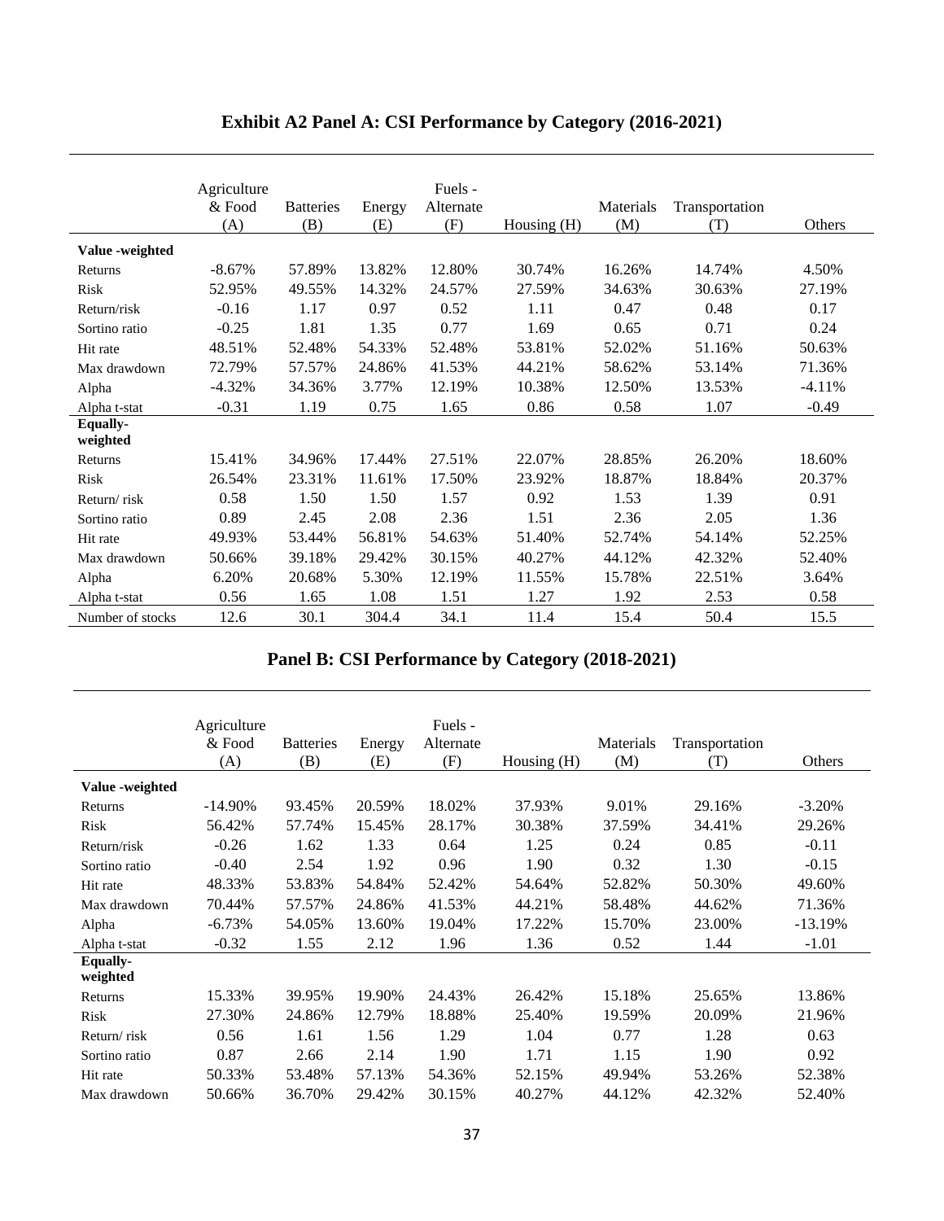## Exhibit A2 Panel A: CSI Performance by Category (2016-2021)

| | Agriculture & Food (A) | Batteries (B) | Energy (E) | Fuels - Alternate (F) | Housing (H) | Materials (M) | Transportation (T) | Others |
|---|---|---|---|---|---|---|---|---|
| **Value -weighted** | | | | | | | | |
| Returns | -8.67% | 57.89% | 13.82% | 12.80% | 30.74% | 16.26% | 14.74% | 4.50% |
| Risk | 52.95% | 49.55% | 14.32% | 24.57% | 27.59% | 34.63% | 30.63% | 27.19% |
| Return/risk | -0.16 | 1.17 | 0.97 | 0.52 | 1.11 | 0.47 | 0.48 | 0.17 |
| Sortino ratio | -0.25 | 1.81 | 1.35 | 0.77 | 1.69 | 0.65 | 0.71 | 0.24 |
| Hit rate | 48.51% | 52.48% | 54.33% | 52.48% | 53.81% | 52.02% | 51.16% | 50.63% |
| Max drawdown | 72.79% | 57.57% | 24.86% | 41.53% | 44.21% | 58.62% | 53.14% | 71.36% |
| Alpha | -4.32% | 34.36% | 3.77% | 12.19% | 10.38% | 12.50% | 13.53% | -4.11% |
| Alpha t-stat | -0.31 | 1.19 | 0.75 | 1.65 | 0.86 | 0.58 | 1.07 | -0.49 |
| **Equally-weighted** | | | | | | | | |
| Returns | 15.41% | 34.96% | 17.44% | 27.51% | 22.07% | 28.85% | 26.20% | 18.60% |
| Risk | 26.54% | 23.31% | 11.61% | 17.50% | 23.92% | 18.87% | 18.84% | 20.37% |
| Return/ risk | 0.58 | 1.50 | 1.50 | 1.57 | 0.92 | 1.53 | 1.39 | 0.91 |
| Sortino ratio | 0.89 | 2.45 | 2.08 | 2.36 | 1.51 | 2.36 | 2.05 | 1.36 |
| Hit rate | 49.93% | 53.44% | 56.81% | 54.63% | 51.40% | 52.74% | 54.14% | 52.25% |
| Max drawdown | 50.66% | 39.18% | 29.42% | 30.15% | 40.27% | 44.12% | 42.32% | 52.40% |
| Alpha | 6.20% | 20.68% | 5.30% | 12.19% | 11.55% | 15.78% | 22.51% | 3.64% |
| Alpha t-stat | 0.56 | 1.65 | 1.08 | 1.51 | 1.27 | 1.92 | 2.53 | 0.58 |
| Number of stocks | 12.6 | 30.1 | 304.4 | 34.1 | 11.4 | 15.4 | 50.4 | 15.5 |

## Panel B: CSI Performance by Category (2018-2021)

| | Agriculture & Food (A) | Batteries (B) | Energy (E) | Fuels - Alternate (F) | Housing (H) | Materials (M) | Transportation (T) | Others |
|---|---|---|---|---|---|---|---|---|
| **Value -weighted** | | | | | | | | |
| Returns | -14.90% | 93.45% | 20.59% | 18.02% | 37.93% | 9.01% | 29.16% | -3.20% |
| Risk | 56.42% | 57.74% | 15.45% | 28.17% | 30.38% | 37.59% | 34.41% | 29.26% |
| Return/risk | -0.26 | 1.62 | 1.33 | 0.64 | 1.25 | 0.24 | 0.85 | -0.11 |
| Sortino ratio | -0.40 | 2.54 | 1.92 | 0.96 | 1.90 | 0.32 | 1.30 | -0.15 |
| Hit rate | 48.33% | 53.83% | 54.84% | 52.42% | 54.64% | 52.82% | 50.30% | 49.60% |
| Max drawdown | 70.44% | 57.57% | 24.86% | 41.53% | 44.21% | 58.48% | 44.62% | 71.36% |
| Alpha | -6.73% | 54.05% | 13.60% | 19.04% | 17.22% | 15.70% | 23.00% | -13.19% |
| Alpha t-stat | -0.32 | 1.55 | 2.12 | 1.96 | 1.36 | 0.52 | 1.44 | -1.01 |
| **Equally-weighted** | | | | | | | | |
| Returns | 15.33% | 39.95% | 19.90% | 24.43% | 26.42% | 15.18% | 25.65% | 13.86% |
| Risk | 27.30% | 24.86% | 12.79% | 18.88% | 25.40% | 19.59% | 20.09% | 21.96% |
| Return/ risk | 0.56 | 1.61 | 1.56 | 1.29 | 1.04 | 0.77 | 1.28 | 0.63 |
| Sortino ratio | 0.87 | 2.66 | 2.14 | 1.90 | 1.71 | 1.15 | 1.90 | 0.92 |
| Hit rate | 50.33% | 53.48% | 57.13% | 54.36% | 52.15% | 49.94% | 53.26% | 52.38% |
| Max drawdown | 50.66% | 36.70% | 29.42% | 30.15% | 40.27% | 44.12% | 42.32% | 52.40% |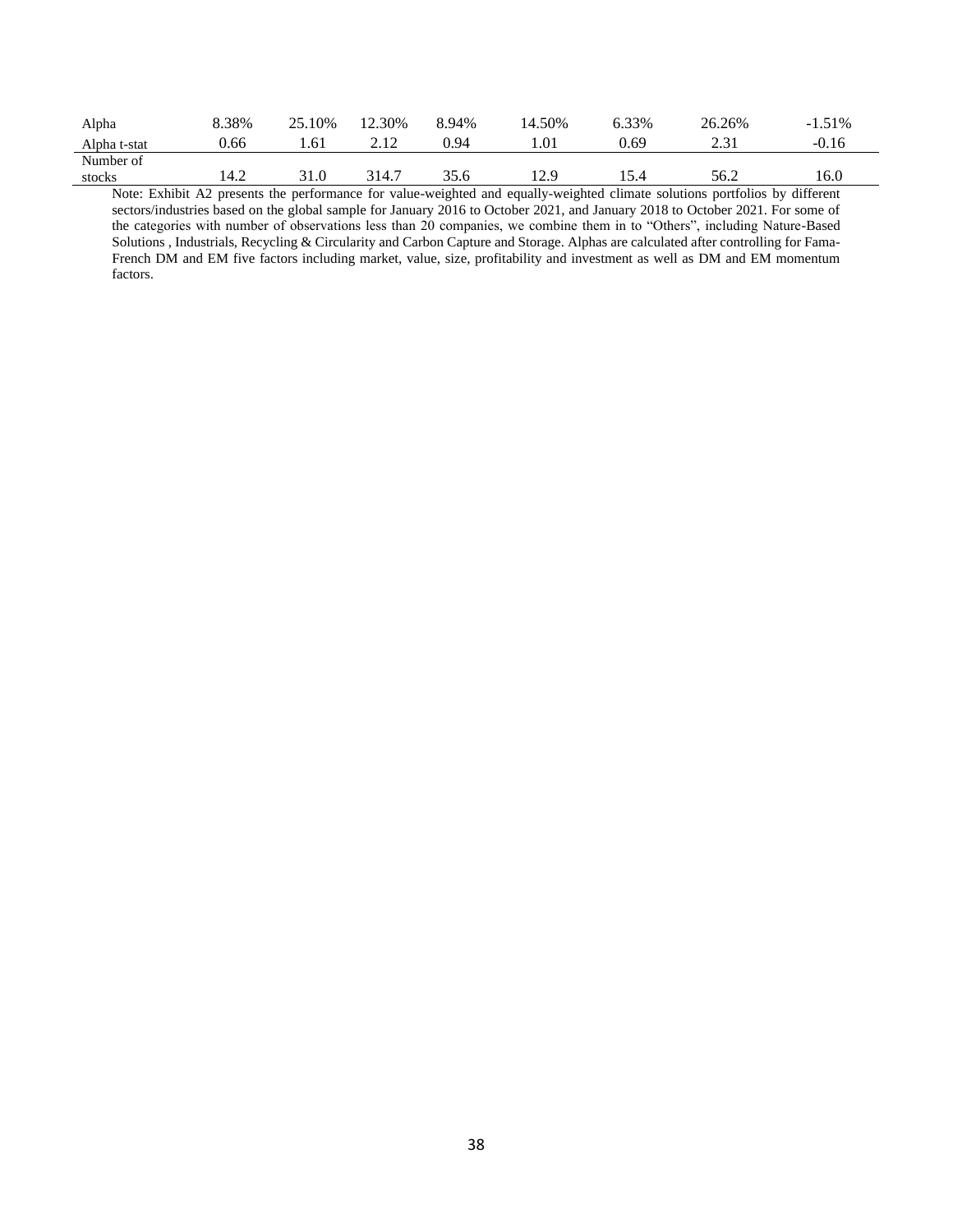| | | | | | | | | |
|---|---|---|---|---|---|---|---|---|
| Alpha | 8.38% | 25.10% | 12.30% | 8.94% | 14.50% | 6.33% | 26.26% | -1.51% |
| Alpha t-stat | 0.66 | 1.61 | 2.12 | 0.94 | 1.01 | 0.69 | 2.31 | -0.16 |
| Number of stocks | 14.2 | 31.0 | 314.7 | 35.6 | 12.9 | 15.4 | 56.2 | 16.0 |

Note: Exhibit A2 presents the performance for value-weighted and equally-weighted climate solutions portfolios by different sectors/industries based on the global sample for January 2016 to October 2021, and January 2018 to October 2021. For some of the categories with number of observations less than 20 companies, we combine them in to "Others", including Nature-Based Solutions , Industrials, Recycling & Circularity and Carbon Capture and Storage. Alphas are calculated after controlling for Fama-French DM and EM five factors including market, value, size, profitability and investment as well as DM and EM momentum factors.